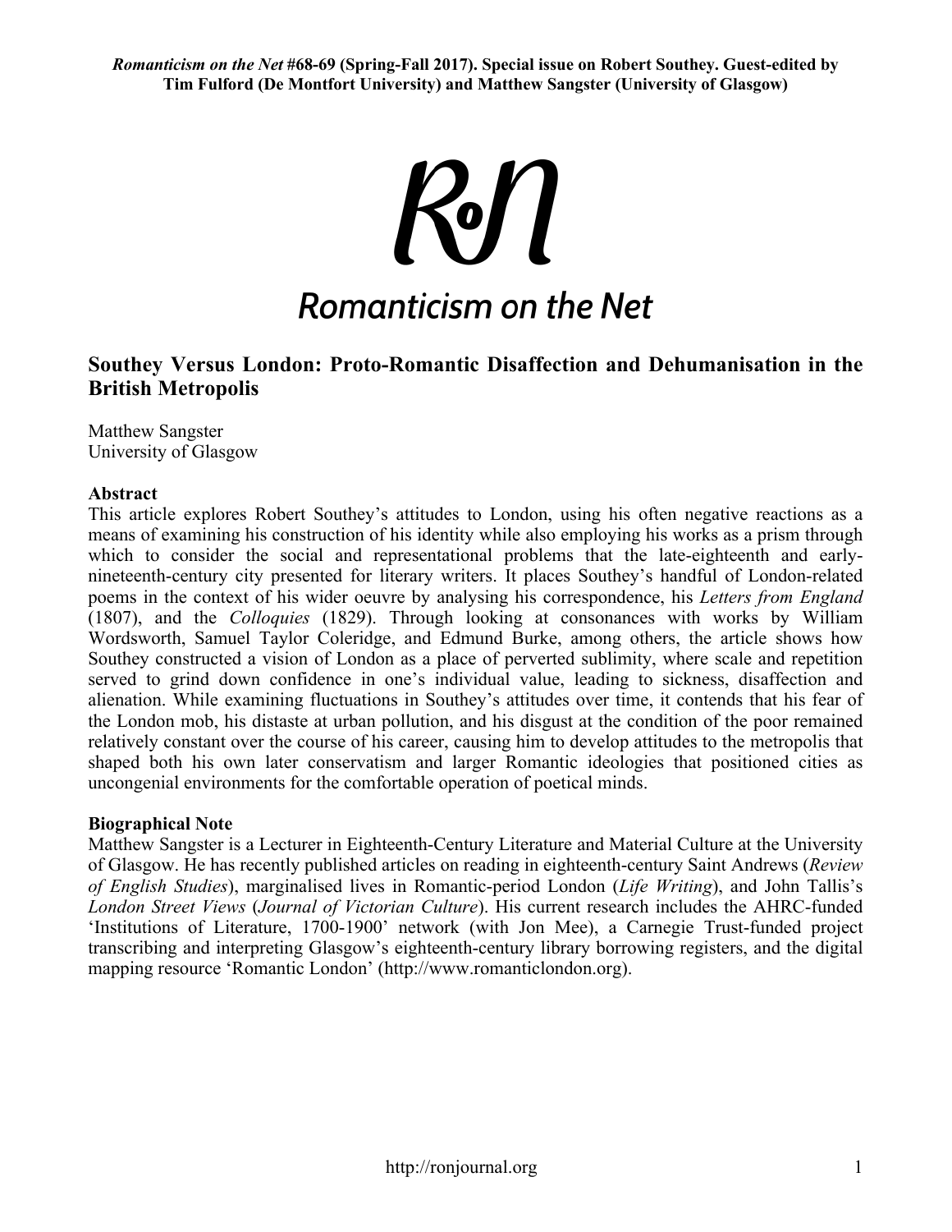*Romanticism on the Net* #68-69 (Spring-Fall 2017). Special issue on Robert Southey. Guest-edited by Tim Fulford (De Montfort University) and Matthew Sangster (University of Glasgow)

RoN

Romanticism on the Net

## Southey Versus London: Proto-Romantic Disaffection and Dehumanisation in the British Metropolis

Matthew Sangster
University of Glasgow

**Abstract**

This article explores Robert Southey's attitudes to London, using his often negative reactions as a means of examining his construction of his identity while also employing his works as a prism through which to consider the social and representational problems that the late-eighteenth and early-nineteenth-century city presented for literary writers. It places Southey's handful of London-related poems in the context of his wider oeuvre by analysing his correspondence, his *Letters from England* (1807), and the *Colloquies* (1829). Through looking at consonances with works by William Wordsworth, Samuel Taylor Coleridge, and Edmund Burke, among others, the article shows how Southey constructed a vision of London as a place of perverted sublimity, where scale and repetition served to grind down confidence in one's individual value, leading to sickness, disaffection and alienation. While examining fluctuations in Southey's attitudes over time, it contends that his fear of the London mob, his distaste at urban pollution, and his disgust at the condition of the poor remained relatively constant over the course of his career, causing him to develop attitudes to the metropolis that shaped both his own later conservatism and larger Romantic ideologies that positioned cities as uncongenial environments for the comfortable operation of poetical minds.

**Biographical Note**

Matthew Sangster is a Lecturer in Eighteenth-Century Literature and Material Culture at the University of Glasgow. He has recently published articles on reading in eighteenth-century Saint Andrews (*Review of English Studies*), marginalised lives in Romantic-period London (*Life Writing*), and John Tallis's *London Street Views* (*Journal of Victorian Culture*). His current research includes the AHRC-funded 'Institutions of Literature, 1700-1900' network (with Jon Mee), a Carnegie Trust-funded project transcribing and interpreting Glasgow's eighteenth-century library borrowing registers, and the digital mapping resource 'Romantic London' (http://www.romanticlondon.org).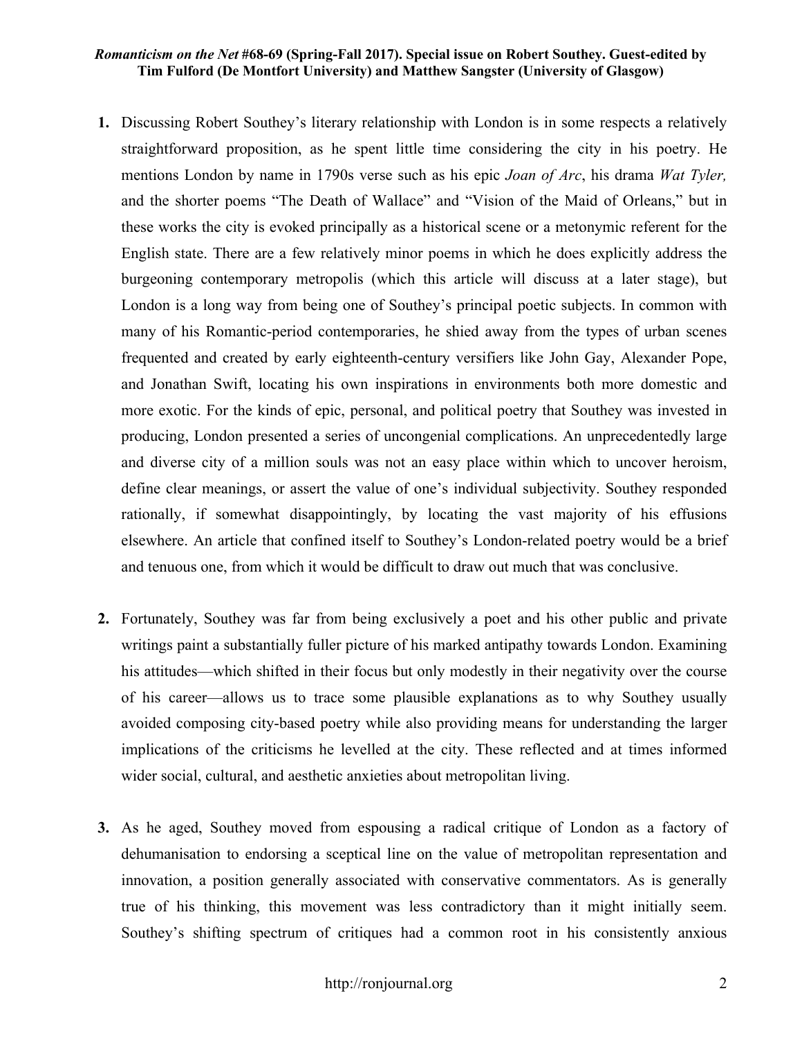**1.** Discussing Robert Southey's literary relationship with London is in some respects a relatively straightforward proposition, as he spent little time considering the city in his poetry. He mentions London by name in 1790s verse such as his epic *Joan of Arc*, his drama *Wat Tyler,* and the shorter poems "The Death of Wallace" and "Vision of the Maid of Orleans," but in these works the city is evoked principally as a historical scene or a metonymic referent for the English state. There are a few relatively minor poems in which he does explicitly address the burgeoning contemporary metropolis (which this article will discuss at a later stage), but London is a long way from being one of Southey's principal poetic subjects. In common with many of his Romantic-period contemporaries, he shied away from the types of urban scenes frequented and created by early eighteenth-century versifiers like John Gay, Alexander Pope, and Jonathan Swift, locating his own inspirations in environments both more domestic and more exotic. For the kinds of epic, personal, and political poetry that Southey was invested in producing, London presented a series of uncongenial complications. An unprecedentedly large and diverse city of a million souls was not an easy place within which to uncover heroism, define clear meanings, or assert the value of one's individual subjectivity. Southey responded rationally, if somewhat disappointingly, by locating the vast majority of his effusions elsewhere. An article that confined itself to Southey's London-related poetry would be a brief and tenuous one, from which it would be difficult to draw out much that was conclusive.

**2.** Fortunately, Southey was far from being exclusively a poet and his other public and private writings paint a substantially fuller picture of his marked antipathy towards London. Examining his attitudes—which shifted in their focus but only modestly in their negativity over the course of his career—allows us to trace some plausible explanations as to why Southey usually avoided composing city-based poetry while also providing means for understanding the larger implications of the criticisms he levelled at the city. These reflected and at times informed wider social, cultural, and aesthetic anxieties about metropolitan living.

**3.** As he aged, Southey moved from espousing a radical critique of London as a factory of dehumanisation to endorsing a sceptical line on the value of metropolitan representation and innovation, a position generally associated with conservative commentators. As is generally true of his thinking, this movement was less contradictory than it might initially seem. Southey's shifting spectrum of critiques had a common root in his consistently anxious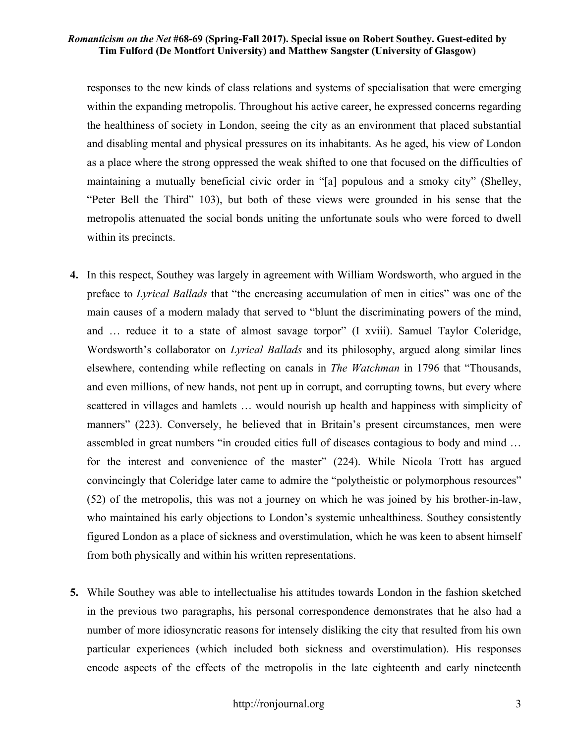responses to the new kinds of class relations and systems of specialisation that were emerging within the expanding metropolis. Throughout his active career, he expressed concerns regarding the healthiness of society in London, seeing the city as an environment that placed substantial and disabling mental and physical pressures on its inhabitants. As he aged, his view of London as a place where the strong oppressed the weak shifted to one that focused on the difficulties of maintaining a mutually beneficial civic order in "[a] populous and a smoky city" (Shelley, "Peter Bell the Third" 103), but both of these views were grounded in his sense that the metropolis attenuated the social bonds uniting the unfortunate souls who were forced to dwell within its precincts.

**4.** In this respect, Southey was largely in agreement with William Wordsworth, who argued in the preface to *Lyrical Ballads* that "the encreasing accumulation of men in cities" was one of the main causes of a modern malady that served to "blunt the discriminating powers of the mind, and … reduce it to a state of almost savage torpor" (I xviii). Samuel Taylor Coleridge, Wordsworth's collaborator on *Lyrical Ballads* and its philosophy, argued along similar lines elsewhere, contending while reflecting on canals in *The Watchman* in 1796 that "Thousands, and even millions, of new hands, not pent up in corrupt, and corrupting towns, but every where scattered in villages and hamlets … would nourish up health and happiness with simplicity of manners" (223). Conversely, he believed that in Britain's present circumstances, men were assembled in great numbers "in crouded cities full of diseases contagious to body and mind … for the interest and convenience of the master" (224). While Nicola Trott has argued convincingly that Coleridge later came to admire the "polytheistic or polymorphous resources" (52) of the metropolis, this was not a journey on which he was joined by his brother-in-law, who maintained his early objections to London's systemic unhealthiness. Southey consistently figured London as a place of sickness and overstimulation, which he was keen to absent himself from both physically and within his written representations.

**5.** While Southey was able to intellectualise his attitudes towards London in the fashion sketched in the previous two paragraphs, his personal correspondence demonstrates that he also had a number of more idiosyncratic reasons for intensely disliking the city that resulted from his own particular experiences (which included both sickness and overstimulation). His responses encode aspects of the effects of the metropolis in the late eighteenth and early nineteenth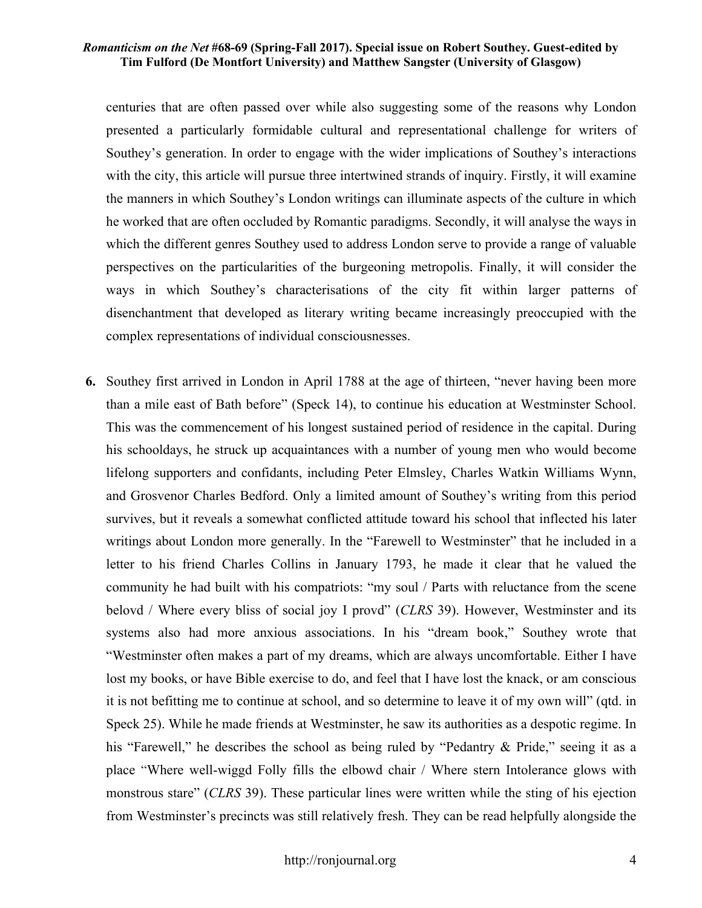centuries that are often passed over while also suggesting some of the reasons why London presented a particularly formidable cultural and representational challenge for writers of Southey's generation. In order to engage with the wider implications of Southey's interactions with the city, this article will pursue three intertwined strands of inquiry. Firstly, it will examine the manners in which Southey's London writings can illuminate aspects of the culture in which he worked that are often occluded by Romantic paradigms. Secondly, it will analyse the ways in which the different genres Southey used to address London serve to provide a range of valuable perspectives on the particularities of the burgeoning metropolis. Finally, it will consider the ways in which Southey's characterisations of the city fit within larger patterns of disenchantment that developed as literary writing became increasingly preoccupied with the complex representations of individual consciousnesses.

**6.** Southey first arrived in London in April 1788 at the age of thirteen, "never having been more than a mile east of Bath before" (Speck 14), to continue his education at Westminster School. This was the commencement of his longest sustained period of residence in the capital. During his schooldays, he struck up acquaintances with a number of young men who would become lifelong supporters and confidants, including Peter Elmsley, Charles Watkin Williams Wynn, and Grosvenor Charles Bedford. Only a limited amount of Southey's writing from this period survives, but it reveals a somewhat conflicted attitude toward his school that inflected his later writings about London more generally. In the "Farewell to Westminster" that he included in a letter to his friend Charles Collins in January 1793, he made it clear that he valued the community he had built with his compatriots: "my soul / Parts with reluctance from the scene belovd / Where every bliss of social joy I provd" (*CLRS* 39). However, Westminster and its systems also had more anxious associations. In his "dream book," Southey wrote that "Westminster often makes a part of my dreams, which are always uncomfortable. Either I have lost my books, or have Bible exercise to do, and feel that I have lost the knack, or am conscious it is not befitting me to continue at school, and so determine to leave it of my own will" (qtd. in Speck 25). While he made friends at Westminster, he saw its authorities as a despotic regime. In his "Farewell," he describes the school as being ruled by "Pedantry & Pride," seeing it as a place "Where well-wiggd Folly fills the elbowd chair / Where stern Intolerance glows with monstrous stare" (*CLRS* 39). These particular lines were written while the sting of his ejection from Westminster's precincts was still relatively fresh. They can be read helpfully alongside the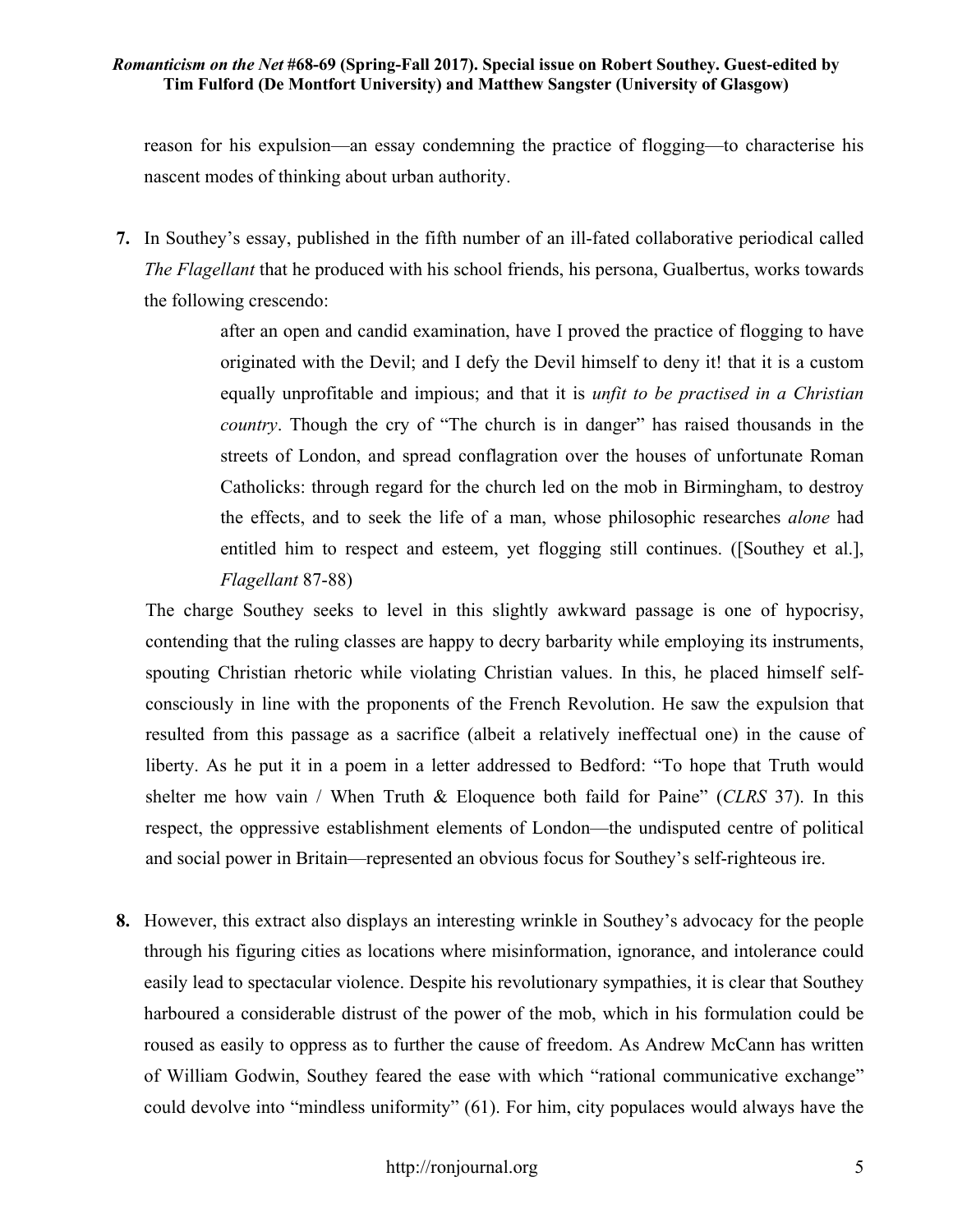reason for his expulsion—an essay condemning the practice of flogging—to characterise his nascent modes of thinking about urban authority.

**7.** In Southey's essay, published in the fifth number of an ill-fated collaborative periodical called *The Flagellant* that he produced with his school friends, his persona, Gualbertus, works towards the following crescendo:

> after an open and candid examination, have I proved the practice of flogging to have originated with the Devil; and I defy the Devil himself to deny it! that it is a custom equally unprofitable and impious; and that it is *unfit to be practised in a Christian country*. Though the cry of "The church is in danger" has raised thousands in the streets of London, and spread conflagration over the houses of unfortunate Roman Catholicks: through regard for the church led on the mob in Birmingham, to destroy the effects, and to seek the life of a man, whose philosophic researches *alone* had entitled him to respect and esteem, yet flogging still continues. ([Southey et al.], *Flagellant* 87-88)

The charge Southey seeks to level in this slightly awkward passage is one of hypocrisy, contending that the ruling classes are happy to decry barbarity while employing its instruments, spouting Christian rhetoric while violating Christian values. In this, he placed himself self-consciously in line with the proponents of the French Revolution. He saw the expulsion that resulted from this passage as a sacrifice (albeit a relatively ineffectual one) in the cause of liberty. As he put it in a poem in a letter addressed to Bedford: "To hope that Truth would shelter me how vain / When Truth & Eloquence both faild for Paine" (*CLRS* 37). In this respect, the oppressive establishment elements of London—the undisputed centre of political and social power in Britain—represented an obvious focus for Southey's self-righteous ire.

**8.** However, this extract also displays an interesting wrinkle in Southey's advocacy for the people through his figuring cities as locations where misinformation, ignorance, and intolerance could easily lead to spectacular violence. Despite his revolutionary sympathies, it is clear that Southey harboured a considerable distrust of the power of the mob, which in his formulation could be roused as easily to oppress as to further the cause of freedom. As Andrew McCann has written of William Godwin, Southey feared the ease with which "rational communicative exchange" could devolve into "mindless uniformity" (61). For him, city populaces would always have the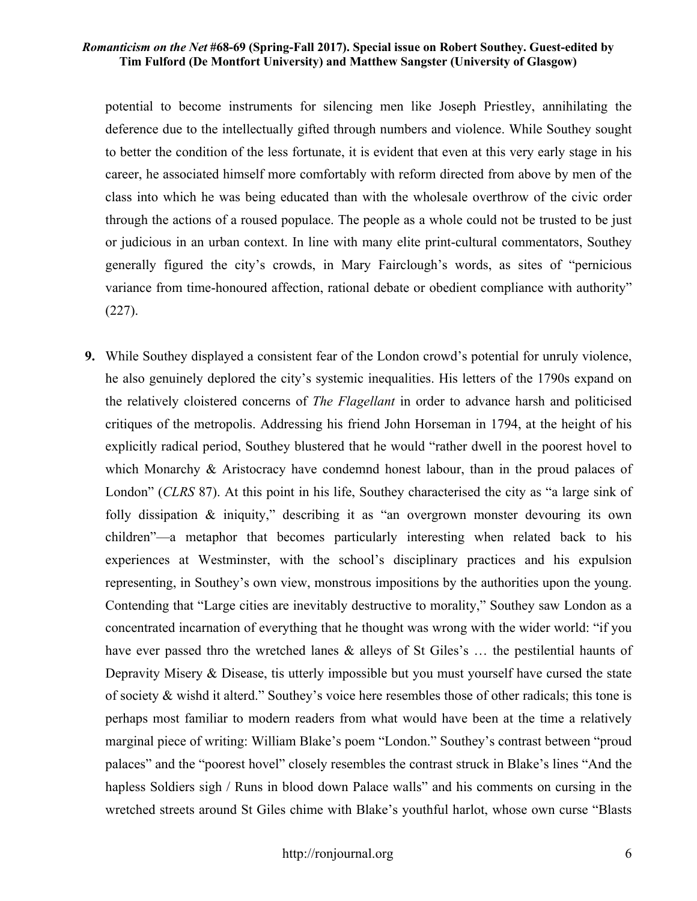potential to become instruments for silencing men like Joseph Priestley, annihilating the deference due to the intellectually gifted through numbers and violence. While Southey sought to better the condition of the less fortunate, it is evident that even at this very early stage in his career, he associated himself more comfortably with reform directed from above by men of the class into which he was being educated than with the wholesale overthrow of the civic order through the actions of a roused populace. The people as a whole could not be trusted to be just or judicious in an urban context. In line with many elite print-cultural commentators, Southey generally figured the city's crowds, in Mary Fairclough's words, as sites of "pernicious variance from time-honoured affection, rational debate or obedient compliance with authority" (227).

**9.** While Southey displayed a consistent fear of the London crowd's potential for unruly violence, he also genuinely deplored the city's systemic inequalities. His letters of the 1790s expand on the relatively cloistered concerns of *The Flagellant* in order to advance harsh and politicised critiques of the metropolis. Addressing his friend John Horseman in 1794, at the height of his explicitly radical period, Southey blustered that he would "rather dwell in the poorest hovel to which Monarchy & Aristocracy have condemnd honest labour, than in the proud palaces of London" (*CLRS* 87). At this point in his life, Southey characterised the city as "a large sink of folly dissipation & iniquity," describing it as "an overgrown monster devouring its own children"—a metaphor that becomes particularly interesting when related back to his experiences at Westminster, with the school's disciplinary practices and his expulsion representing, in Southey's own view, monstrous impositions by the authorities upon the young. Contending that "Large cities are inevitably destructive to morality," Southey saw London as a concentrated incarnation of everything that he thought was wrong with the wider world: "if you have ever passed thro the wretched lanes & alleys of St Giles's … the pestilential haunts of Depravity Misery & Disease, tis utterly impossible but you must yourself have cursed the state of society & wishd it alterd." Southey's voice here resembles those of other radicals; this tone is perhaps most familiar to modern readers from what would have been at the time a relatively marginal piece of writing: William Blake's poem "London." Southey's contrast between "proud palaces" and the "poorest hovel" closely resembles the contrast struck in Blake's lines "And the hapless Soldiers sigh / Runs in blood down Palace walls" and his comments on cursing in the wretched streets around St Giles chime with Blake's youthful harlot, whose own curse "Blasts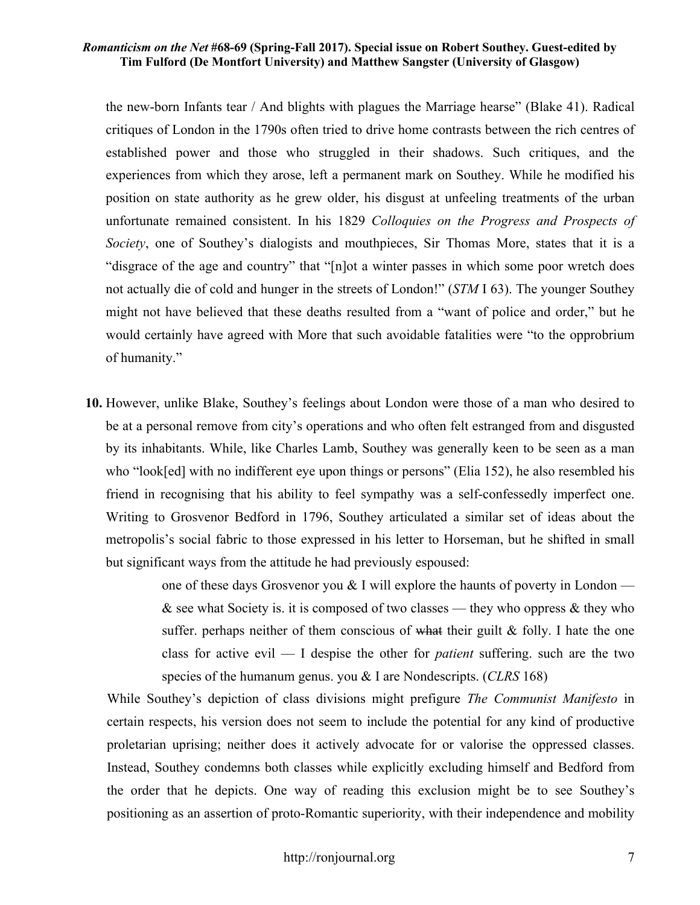the new-born Infants tear / And blights with plagues the Marriage hearse" (Blake 41). Radical critiques of London in the 1790s often tried to drive home contrasts between the rich centres of established power and those who struggled in their shadows. Such critiques, and the experiences from which they arose, left a permanent mark on Southey. While he modified his position on state authority as he grew older, his disgust at unfeeling treatments of the urban unfortunate remained consistent. In his 1829 *Colloquies on the Progress and Prospects of Society*, one of Southey's dialogists and mouthpieces, Sir Thomas More, states that it is a "disgrace of the age and country" that "[n]ot a winter passes in which some poor wretch does not actually die of cold and hunger in the streets of London!" (*STM* I 63). The younger Southey might not have believed that these deaths resulted from a "want of police and order," but he would certainly have agreed with More that such avoidable fatalities were "to the opprobrium of humanity."

**10.** However, unlike Blake, Southey's feelings about London were those of a man who desired to be at a personal remove from city's operations and who often felt estranged from and disgusted by its inhabitants. While, like Charles Lamb, Southey was generally keen to be seen as a man who "look[ed] with no indifferent eye upon things or persons" (Elia 152), he also resembled his friend in recognising that his ability to feel sympathy was a self-confessedly imperfect one. Writing to Grosvenor Bedford in 1796, Southey articulated a similar set of ideas about the metropolis's social fabric to those expressed in his letter to Horseman, but he shifted in small but significant ways from the attitude he had previously espoused:

> one of these days Grosvenor you & I will explore the haunts of poverty in London — & see what Society is. it is composed of two classes — they who oppress & they who suffer. perhaps neither of them conscious of ~~what~~ their guilt & folly. I hate the one class for active evil — I despise the other for *patient* suffering. such are the two species of the humanum genus. you & I are Nondescripts. (*CLRS* 168)

While Southey's depiction of class divisions might prefigure *The Communist Manifesto* in certain respects, his version does not seem to include the potential for any kind of productive proletarian uprising; neither does it actively advocate for or valorise the oppressed classes. Instead, Southey condemns both classes while explicitly excluding himself and Bedford from the order that he depicts. One way of reading this exclusion might be to see Southey's positioning as an assertion of proto-Romantic superiority, with their independence and mobility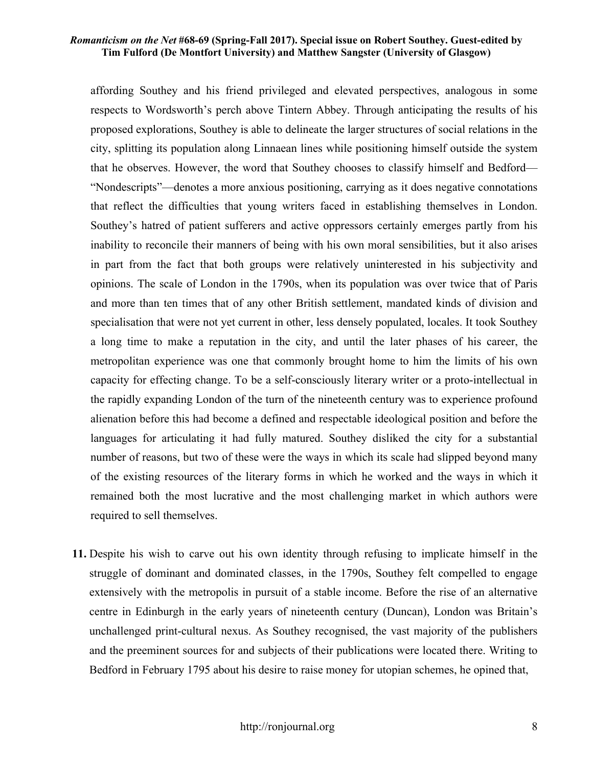affording Southey and his friend privileged and elevated perspectives, analogous in some respects to Wordsworth's perch above Tintern Abbey. Through anticipating the results of his proposed explorations, Southey is able to delineate the larger structures of social relations in the city, splitting its population along Linnaean lines while positioning himself outside the system that he observes. However, the word that Southey chooses to classify himself and Bedford—"Nondescripts"—denotes a more anxious positioning, carrying as it does negative connotations that reflect the difficulties that young writers faced in establishing themselves in London. Southey's hatred of patient sufferers and active oppressors certainly emerges partly from his inability to reconcile their manners of being with his own moral sensibilities, but it also arises in part from the fact that both groups were relatively uninterested in his subjectivity and opinions. The scale of London in the 1790s, when its population was over twice that of Paris and more than ten times that of any other British settlement, mandated kinds of division and specialisation that were not yet current in other, less densely populated, locales. It took Southey a long time to make a reputation in the city, and until the later phases of his career, the metropolitan experience was one that commonly brought home to him the limits of his own capacity for effecting change. To be a self-consciously literary writer or a proto-intellectual in the rapidly expanding London of the turn of the nineteenth century was to experience profound alienation before this had become a defined and respectable ideological position and before the languages for articulating it had fully matured. Southey disliked the city for a substantial number of reasons, but two of these were the ways in which its scale had slipped beyond many of the existing resources of the literary forms in which he worked and the ways in which it remained both the most lucrative and the most challenging market in which authors were required to sell themselves.

**11.** Despite his wish to carve out his own identity through refusing to implicate himself in the struggle of dominant and dominated classes, in the 1790s, Southey felt compelled to engage extensively with the metropolis in pursuit of a stable income. Before the rise of an alternative centre in Edinburgh in the early years of nineteenth century (Duncan), London was Britain's unchallenged print-cultural nexus. As Southey recognised, the vast majority of the publishers and the preeminent sources for and subjects of their publications were located there. Writing to Bedford in February 1795 about his desire to raise money for utopian schemes, he opined that,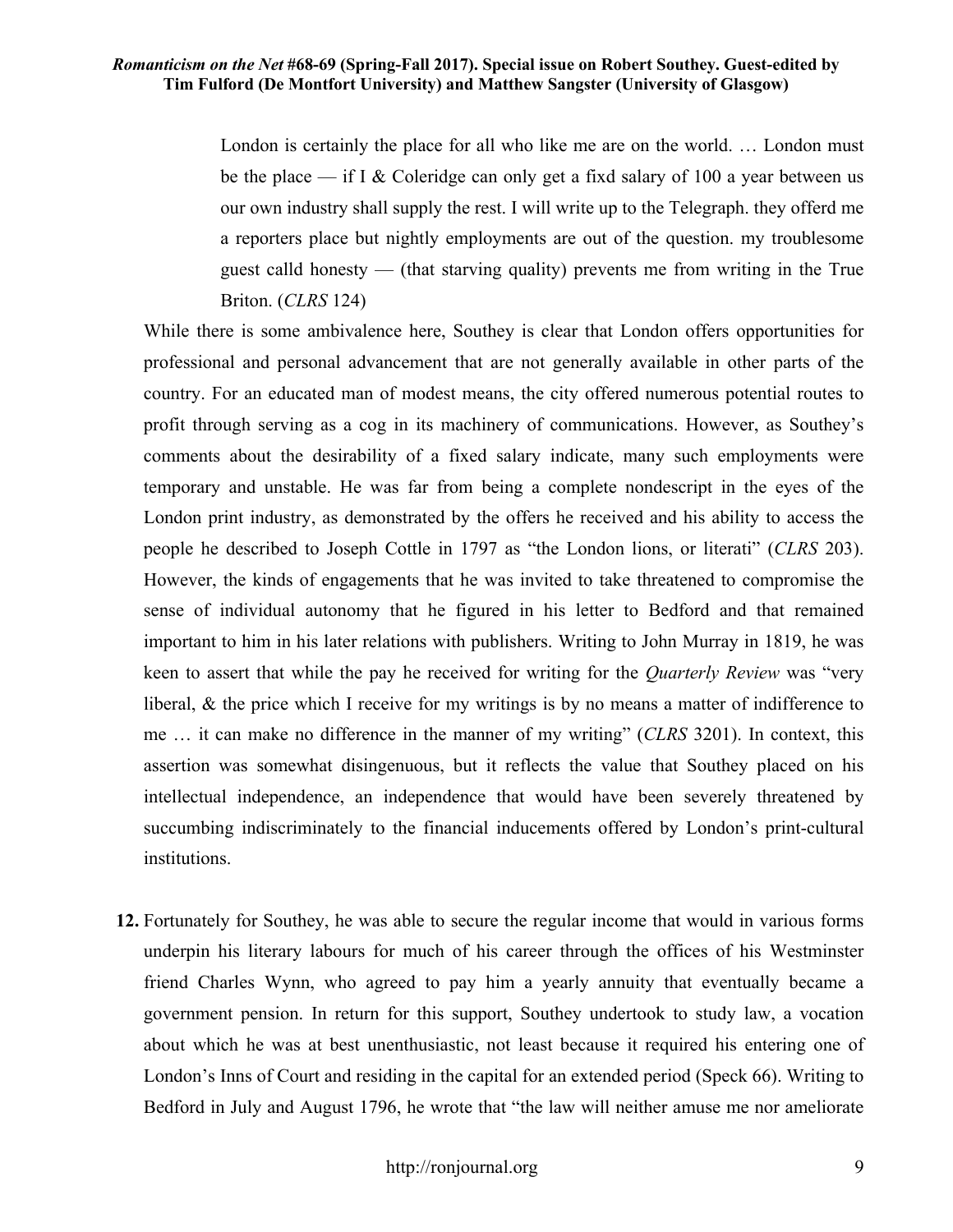> London is certainly the place for all who like me are on the world. … London must be the place — if I & Coleridge can only get a fixd salary of 100 a year between us our own industry shall supply the rest. I will write up to the Telegraph. they offerd me a reporters place but nightly employments are out of the question. my troublesome guest calld honesty — (that starving quality) prevents me from writing in the True Briton. (*CLRS* 124)

While there is some ambivalence here, Southey is clear that London offers opportunities for professional and personal advancement that are not generally available in other parts of the country. For an educated man of modest means, the city offered numerous potential routes to profit through serving as a cog in its machinery of communications. However, as Southey's comments about the desirability of a fixed salary indicate, many such employments were temporary and unstable. He was far from being a complete nondescript in the eyes of the London print industry, as demonstrated by the offers he received and his ability to access the people he described to Joseph Cottle in 1797 as "the London lions, or literati" (*CLRS* 203). However, the kinds of engagements that he was invited to take threatened to compromise the sense of individual autonomy that he figured in his letter to Bedford and that remained important to him in his later relations with publishers. Writing to John Murray in 1819, he was keen to assert that while the pay he received for writing for the *Quarterly Review* was "very liberal, & the price which I receive for my writings is by no means a matter of indifference to me … it can make no difference in the manner of my writing" (*CLRS* 3201). In context, this assertion was somewhat disingenuous, but it reflects the value that Southey placed on his intellectual independence, an independence that would have been severely threatened by succumbing indiscriminately to the financial inducements offered by London's print-cultural institutions.

**12.** Fortunately for Southey, he was able to secure the regular income that would in various forms underpin his literary labours for much of his career through the offices of his Westminster friend Charles Wynn, who agreed to pay him a yearly annuity that eventually became a government pension. In return for this support, Southey undertook to study law, a vocation about which he was at best unenthusiastic, not least because it required his entering one of London's Inns of Court and residing in the capital for an extended period (Speck 66). Writing to Bedford in July and August 1796, he wrote that "the law will neither amuse me nor ameliorate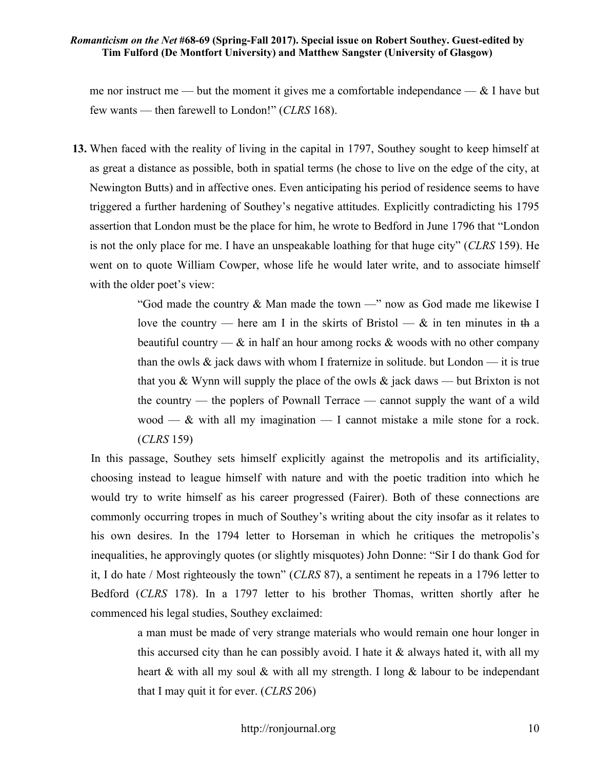me nor instruct me — but the moment it gives me a comfortable independance — & I have but few wants — then farewell to London!" (*CLRS* 168).

**13.** When faced with the reality of living in the capital in 1797, Southey sought to keep himself at as great a distance as possible, both in spatial terms (he chose to live on the edge of the city, at Newington Butts) and in affective ones. Even anticipating his period of residence seems to have triggered a further hardening of Southey's negative attitudes. Explicitly contradicting his 1795 assertion that London must be the place for him, he wrote to Bedford in June 1796 that "London is not the only place for me. I have an unspeakable loathing for that huge city" (*CLRS* 159). He went on to quote William Cowper, whose life he would later write, and to associate himself with the older poet's view:

> "God made the country & Man made the town —" now as God made me likewise I love the country — here am I in the skirts of Bristol — & in ten minutes in ~~th~~ a beautiful country — & in half an hour among rocks & woods with no other company than the owls & jack daws with whom I fraternize in solitude. but London — it is true that you & Wynn will supply the place of the owls & jack daws — but Brixton is not the country — the poplers of Pownall Terrace — cannot supply the want of a wild wood — & with all my imagination — I cannot mistake a mile stone for a rock. (*CLRS* 159)

In this passage, Southey sets himself explicitly against the metropolis and its artificiality, choosing instead to league himself with nature and with the poetic tradition into which he would try to write himself as his career progressed (Fairer). Both of these connections are commonly occurring tropes in much of Southey's writing about the city insofar as it relates to his own desires. In the 1794 letter to Horseman in which he critiques the metropolis's inequalities, he approvingly quotes (or slightly misquotes) John Donne: "Sir I do thank God for it, I do hate / Most righteously the town" (*CLRS* 87), a sentiment he repeats in a 1796 letter to Bedford (*CLRS* 178). In a 1797 letter to his brother Thomas, written shortly after he commenced his legal studies, Southey exclaimed:

> a man must be made of very strange materials who would remain one hour longer in this accursed city than he can possibly avoid. I hate it & always hated it, with all my heart & with all my soul & with all my strength. I long & labour to be independant that I may quit it for ever. (*CLRS* 206)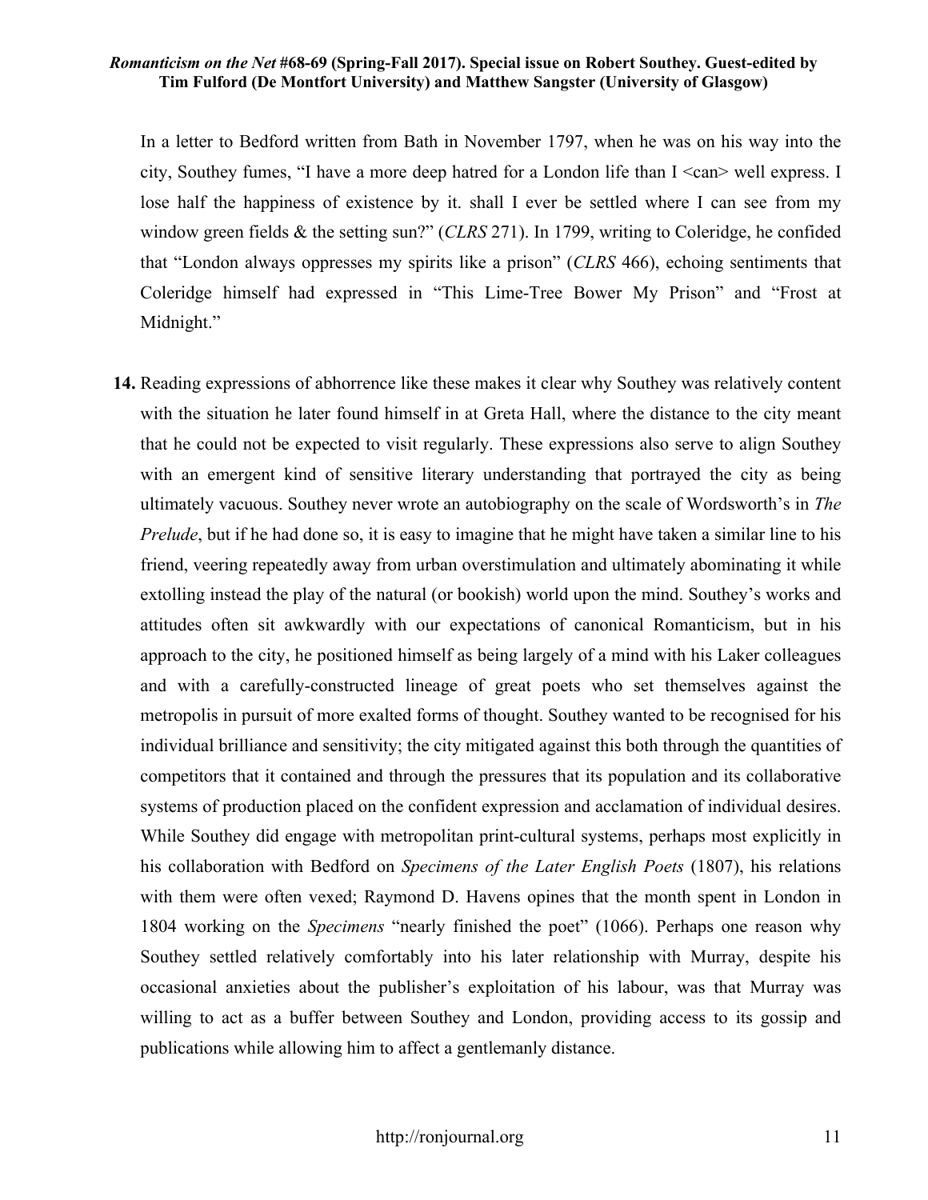In a letter to Bedford written from Bath in November 1797, when he was on his way into the city, Southey fumes, "I have a more deep hatred for a London life than I <can> well express. I lose half the happiness of existence by it. shall I ever be settled where I can see from my window green fields & the setting sun?" (*CLRS* 271). In 1799, writing to Coleridge, he confided that "London always oppresses my spirits like a prison" (*CLRS* 466), echoing sentiments that Coleridge himself had expressed in "This Lime-Tree Bower My Prison" and "Frost at Midnight."

**14.** Reading expressions of abhorrence like these makes it clear why Southey was relatively content with the situation he later found himself in at Greta Hall, where the distance to the city meant that he could not be expected to visit regularly. These expressions also serve to align Southey with an emergent kind of sensitive literary understanding that portrayed the city as being ultimately vacuous. Southey never wrote an autobiography on the scale of Wordsworth's in *The Prelude*, but if he had done so, it is easy to imagine that he might have taken a similar line to his friend, veering repeatedly away from urban overstimulation and ultimately abominating it while extolling instead the play of the natural (or bookish) world upon the mind. Southey's works and attitudes often sit awkwardly with our expectations of canonical Romanticism, but in his approach to the city, he positioned himself as being largely of a mind with his Laker colleagues and with a carefully-constructed lineage of great poets who set themselves against the metropolis in pursuit of more exalted forms of thought. Southey wanted to be recognised for his individual brilliance and sensitivity; the city mitigated against this both through the quantities of competitors that it contained and through the pressures that its population and its collaborative systems of production placed on the confident expression and acclamation of individual desires. While Southey did engage with metropolitan print-cultural systems, perhaps most explicitly in his collaboration with Bedford on *Specimens of the Later English Poets* (1807), his relations with them were often vexed; Raymond D. Havens opines that the month spent in London in 1804 working on the *Specimens* "nearly finished the poet" (1066). Perhaps one reason why Southey settled relatively comfortably into his later relationship with Murray, despite his occasional anxieties about the publisher's exploitation of his labour, was that Murray was willing to act as a buffer between Southey and London, providing access to its gossip and publications while allowing him to affect a gentlemanly distance.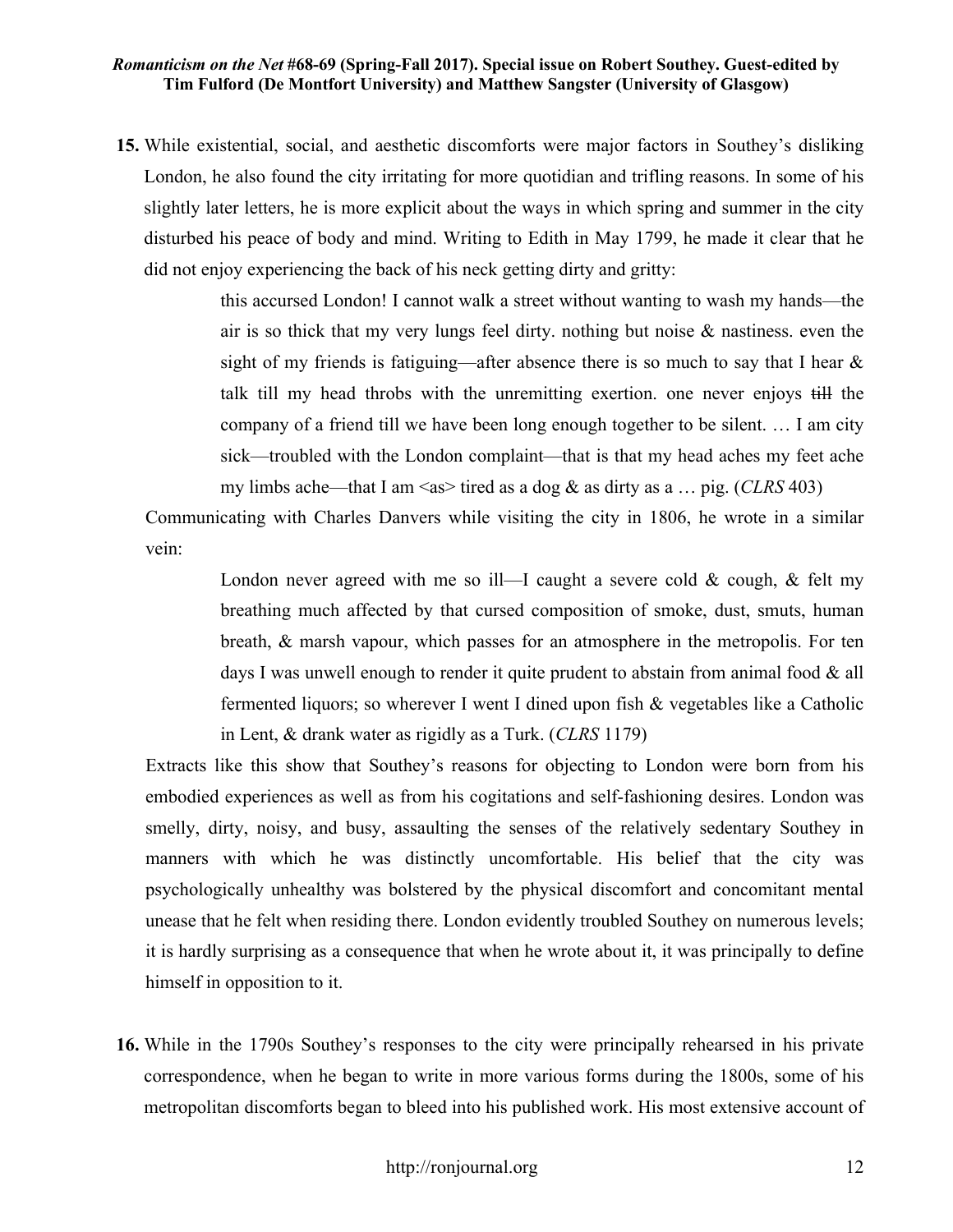**15.** While existential, social, and aesthetic discomforts were major factors in Southey's disliking London, he also found the city irritating for more quotidian and trifling reasons. In some of his slightly later letters, he is more explicit about the ways in which spring and summer in the city disturbed his peace of body and mind. Writing to Edith in May 1799, he made it clear that he did not enjoy experiencing the back of his neck getting dirty and gritty:

> this accursed London! I cannot walk a street without wanting to wash my hands—the air is so thick that my very lungs feel dirty. nothing but noise & nastiness. even the sight of my friends is fatiguing—after absence there is so much to say that I hear & talk till my head throbs with the unremitting exertion. one never enjoys ~~till~~ the company of a friend till we have been long enough together to be silent. … I am city sick—troubled with the London complaint—that is that my head aches my feet ache my limbs ache—that I am <as> tired as a dog & as dirty as a … pig. (*CLRS* 403)

Communicating with Charles Danvers while visiting the city in 1806, he wrote in a similar vein:

> London never agreed with me so ill—I caught a severe cold & cough, & felt my breathing much affected by that cursed composition of smoke, dust, smuts, human breath, & marsh vapour, which passes for an atmosphere in the metropolis. For ten days I was unwell enough to render it quite prudent to abstain from animal food & all fermented liquors; so wherever I went I dined upon fish & vegetables like a Catholic in Lent, & drank water as rigidly as a Turk. (*CLRS* 1179)

Extracts like this show that Southey's reasons for objecting to London were born from his embodied experiences as well as from his cogitations and self-fashioning desires. London was smelly, dirty, noisy, and busy, assaulting the senses of the relatively sedentary Southey in manners with which he was distinctly uncomfortable. His belief that the city was psychologically unhealthy was bolstered by the physical discomfort and concomitant mental unease that he felt when residing there. London evidently troubled Southey on numerous levels; it is hardly surprising as a consequence that when he wrote about it, it was principally to define himself in opposition to it.

**16.** While in the 1790s Southey's responses to the city were principally rehearsed in his private correspondence, when he began to write in more various forms during the 1800s, some of his metropolitan discomforts began to bleed into his published work. His most extensive account of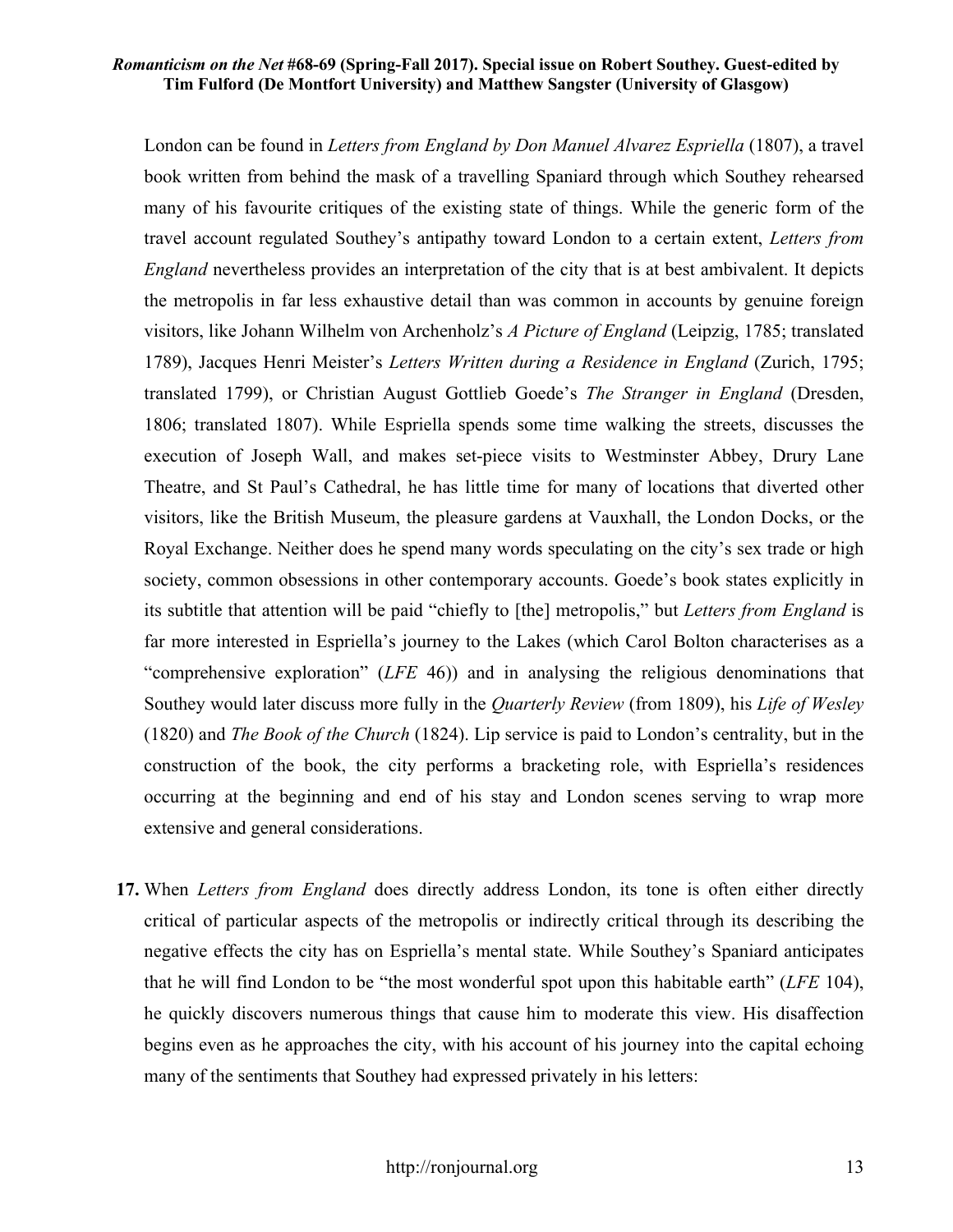London can be found in *Letters from England by Don Manuel Alvarez Espriella* (1807), a travel book written from behind the mask of a travelling Spaniard through which Southey rehearsed many of his favourite critiques of the existing state of things. While the generic form of the travel account regulated Southey's antipathy toward London to a certain extent, *Letters from England* nevertheless provides an interpretation of the city that is at best ambivalent. It depicts the metropolis in far less exhaustive detail than was common in accounts by genuine foreign visitors, like Johann Wilhelm von Archenholz's *A Picture of England* (Leipzig, 1785; translated 1789), Jacques Henri Meister's *Letters Written during a Residence in England* (Zurich, 1795; translated 1799), or Christian August Gottlieb Goede's *The Stranger in England* (Dresden, 1806; translated 1807). While Espriella spends some time walking the streets, discusses the execution of Joseph Wall, and makes set-piece visits to Westminster Abbey, Drury Lane Theatre, and St Paul's Cathedral, he has little time for many of locations that diverted other visitors, like the British Museum, the pleasure gardens at Vauxhall, the London Docks, or the Royal Exchange. Neither does he spend many words speculating on the city's sex trade or high society, common obsessions in other contemporary accounts. Goede's book states explicitly in its subtitle that attention will be paid "chiefly to [the] metropolis," but *Letters from England* is far more interested in Espriella's journey to the Lakes (which Carol Bolton characterises as a "comprehensive exploration" (*LFE* 46)) and in analysing the religious denominations that Southey would later discuss more fully in the *Quarterly Review* (from 1809), his *Life of Wesley* (1820) and *The Book of the Church* (1824). Lip service is paid to London's centrality, but in the construction of the book, the city performs a bracketing role, with Espriella's residences occurring at the beginning and end of his stay and London scenes serving to wrap more extensive and general considerations.

**17.** When *Letters from England* does directly address London, its tone is often either directly critical of particular aspects of the metropolis or indirectly critical through its describing the negative effects the city has on Espriella's mental state. While Southey's Spaniard anticipates that he will find London to be "the most wonderful spot upon this habitable earth" (*LFE* 104), he quickly discovers numerous things that cause him to moderate this view. His disaffection begins even as he approaches the city, with his account of his journey into the capital echoing many of the sentiments that Southey had expressed privately in his letters: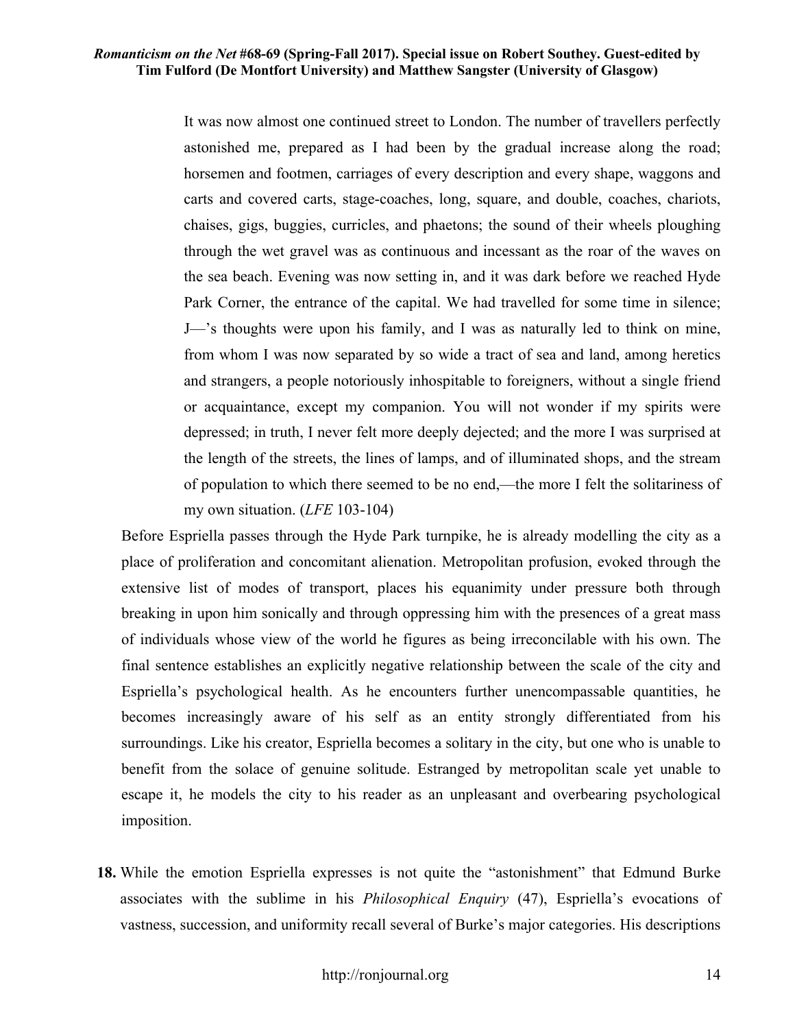> It was now almost one continued street to London. The number of travellers perfectly astonished me, prepared as I had been by the gradual increase along the road; horsemen and footmen, carriages of every description and every shape, waggons and carts and covered carts, stage-coaches, long, square, and double, coaches, chariots, chaises, gigs, buggies, curricles, and phaetons; the sound of their wheels ploughing through the wet gravel was as continuous and incessant as the roar of the waves on the sea beach. Evening was now setting in, and it was dark before we reached Hyde Park Corner, the entrance of the capital. We had travelled for some time in silence; J—'s thoughts were upon his family, and I was as naturally led to think on mine, from whom I was now separated by so wide a tract of sea and land, among heretics and strangers, a people notoriously inhospitable to foreigners, without a single friend or acquaintance, except my companion. You will not wonder if my spirits were depressed; in truth, I never felt more deeply dejected; and the more I was surprised at the length of the streets, the lines of lamps, and of illuminated shops, and the stream of population to which there seemed to be no end,—the more I felt the solitariness of my own situation. (*LFE* 103-104)

Before Espriella passes through the Hyde Park turnpike, he is already modelling the city as a place of proliferation and concomitant alienation. Metropolitan profusion, evoked through the extensive list of modes of transport, places his equanimity under pressure both through breaking in upon him sonically and through oppressing him with the presences of a great mass of individuals whose view of the world he figures as being irreconcilable with his own. The final sentence establishes an explicitly negative relationship between the scale of the city and Espriella's psychological health. As he encounters further unencompassable quantities, he becomes increasingly aware of his self as an entity strongly differentiated from his surroundings. Like his creator, Espriella becomes a solitary in the city, but one who is unable to benefit from the solace of genuine solitude. Estranged by metropolitan scale yet unable to escape it, he models the city to his reader as an unpleasant and overbearing psychological imposition.

**18.** While the emotion Espriella expresses is not quite the "astonishment" that Edmund Burke associates with the sublime in his *Philosophical Enquiry* (47), Espriella's evocations of vastness, succession, and uniformity recall several of Burke's major categories. His descriptions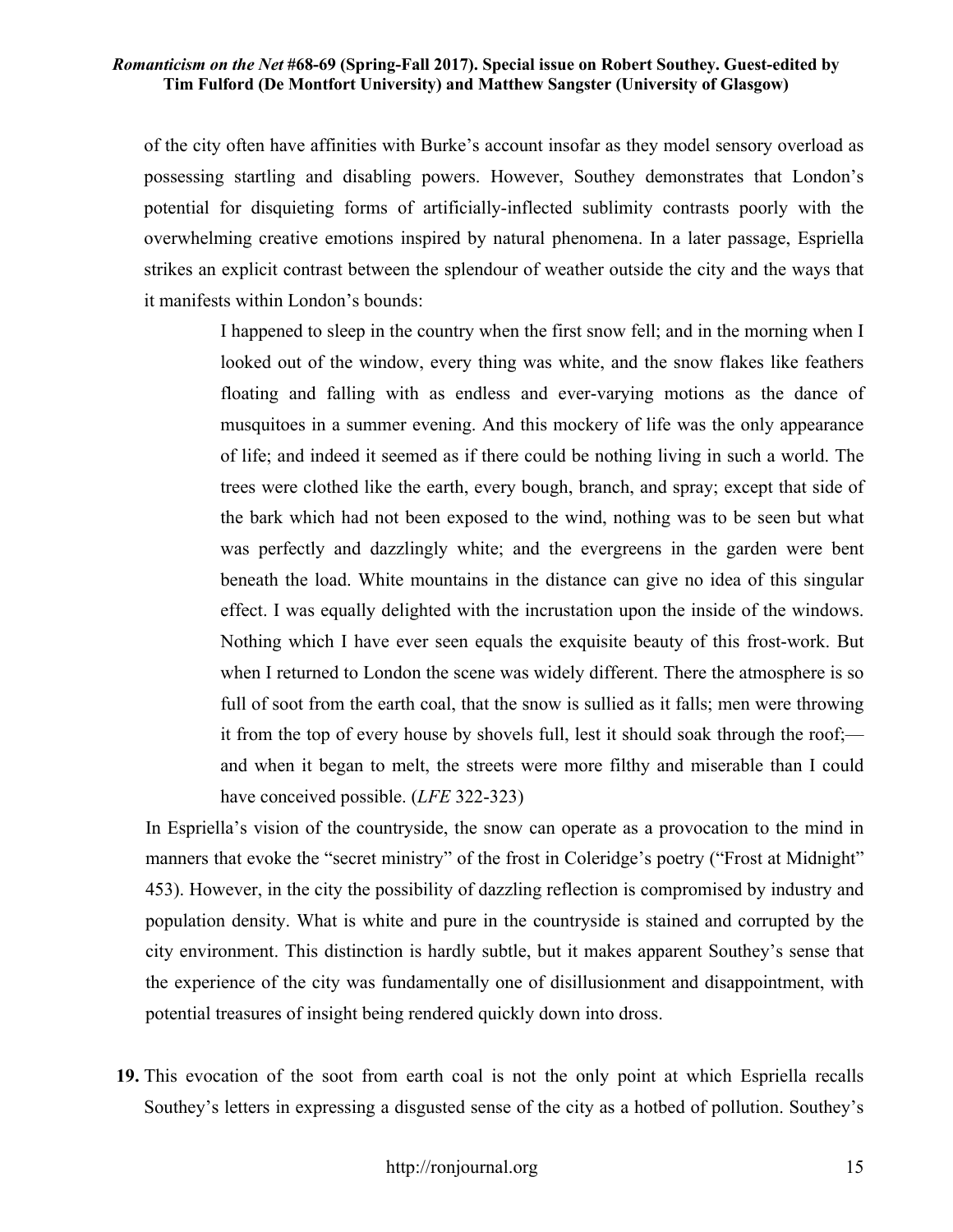of the city often have affinities with Burke's account insofar as they model sensory overload as possessing startling and disabling powers. However, Southey demonstrates that London's potential for disquieting forms of artificially-inflected sublimity contrasts poorly with the overwhelming creative emotions inspired by natural phenomena. In a later passage, Espriella strikes an explicit contrast between the splendour of weather outside the city and the ways that it manifests within London's bounds:

> I happened to sleep in the country when the first snow fell; and in the morning when I looked out of the window, every thing was white, and the snow flakes like feathers floating and falling with as endless and ever-varying motions as the dance of musquitoes in a summer evening. And this mockery of life was the only appearance of life; and indeed it seemed as if there could be nothing living in such a world. The trees were clothed like the earth, every bough, branch, and spray; except that side of the bark which had not been exposed to the wind, nothing was to be seen but what was perfectly and dazzlingly white; and the evergreens in the garden were bent beneath the load. White mountains in the distance can give no idea of this singular effect. I was equally delighted with the incrustation upon the inside of the windows. Nothing which I have ever seen equals the exquisite beauty of this frost-work. But when I returned to London the scene was widely different. There the atmosphere is so full of soot from the earth coal, that the snow is sullied as it falls; men were throwing it from the top of every house by shovels full, lest it should soak through the roof;—and when it began to melt, the streets were more filthy and miserable than I could have conceived possible. (*LFE* 322-323)

In Espriella's vision of the countryside, the snow can operate as a provocation to the mind in manners that evoke the "secret ministry" of the frost in Coleridge's poetry ("Frost at Midnight" 453). However, in the city the possibility of dazzling reflection is compromised by industry and population density. What is white and pure in the countryside is stained and corrupted by the city environment. This distinction is hardly subtle, but it makes apparent Southey's sense that the experience of the city was fundamentally one of disillusionment and disappointment, with potential treasures of insight being rendered quickly down into dross.

**19.** This evocation of the soot from earth coal is not the only point at which Espriella recalls Southey's letters in expressing a disgusted sense of the city as a hotbed of pollution. Southey's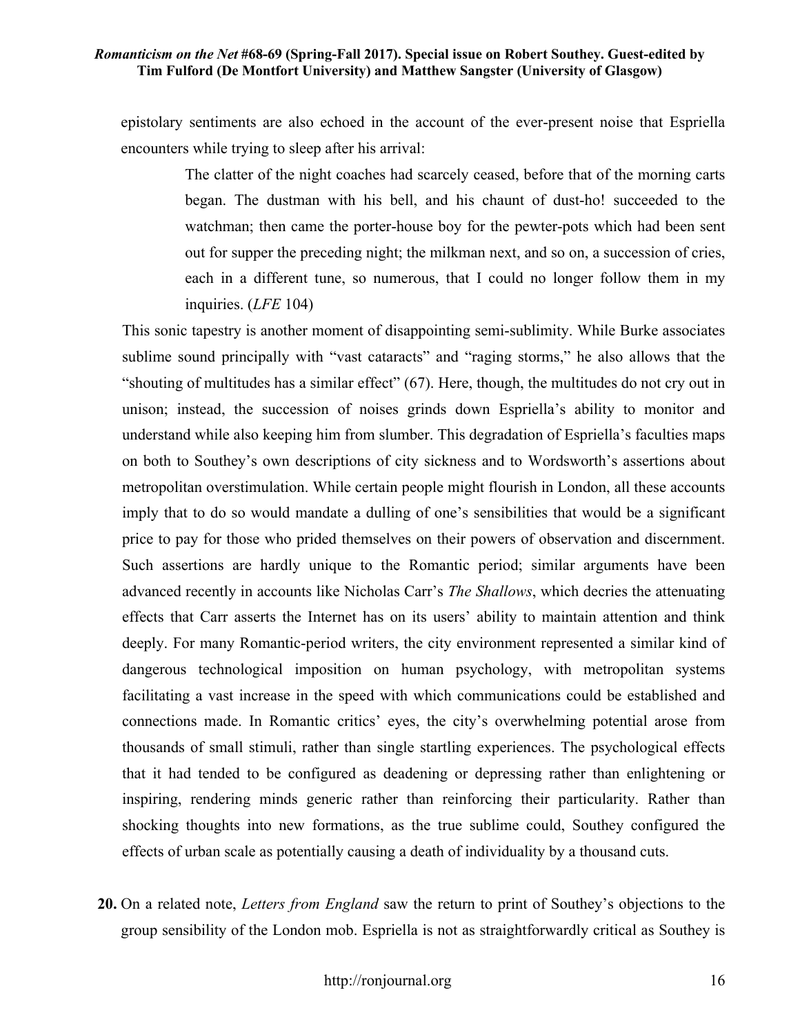epistolary sentiments are also echoed in the account of the ever-present noise that Espriella encounters while trying to sleep after his arrival:

> The clatter of the night coaches had scarcely ceased, before that of the morning carts began. The dustman with his bell, and his chaunt of dust-ho! succeeded to the watchman; then came the porter-house boy for the pewter-pots which had been sent out for supper the preceding night; the milkman next, and so on, a succession of cries, each in a different tune, so numerous, that I could no longer follow them in my inquiries. (*LFE* 104)

This sonic tapestry is another moment of disappointing semi-sublimity. While Burke associates sublime sound principally with "vast cataracts" and "raging storms," he also allows that the "shouting of multitudes has a similar effect" (67). Here, though, the multitudes do not cry out in unison; instead, the succession of noises grinds down Espriella's ability to monitor and understand while also keeping him from slumber. This degradation of Espriella's faculties maps on both to Southey's own descriptions of city sickness and to Wordsworth's assertions about metropolitan overstimulation. While certain people might flourish in London, all these accounts imply that to do so would mandate a dulling of one's sensibilities that would be a significant price to pay for those who prided themselves on their powers of observation and discernment. Such assertions are hardly unique to the Romantic period; similar arguments have been advanced recently in accounts like Nicholas Carr's *The Shallows*, which decries the attenuating effects that Carr asserts the Internet has on its users' ability to maintain attention and think deeply. For many Romantic-period writers, the city environment represented a similar kind of dangerous technological imposition on human psychology, with metropolitan systems facilitating a vast increase in the speed with which communications could be established and connections made. In Romantic critics' eyes, the city's overwhelming potential arose from thousands of small stimuli, rather than single startling experiences. The psychological effects that it had tended to be configured as deadening or depressing rather than enlightening or inspiring, rendering minds generic rather than reinforcing their particularity. Rather than shocking thoughts into new formations, as the true sublime could, Southey configured the effects of urban scale as potentially causing a death of individuality by a thousand cuts.

**20.** On a related note, *Letters from England* saw the return to print of Southey's objections to the group sensibility of the London mob. Espriella is not as straightforwardly critical as Southey is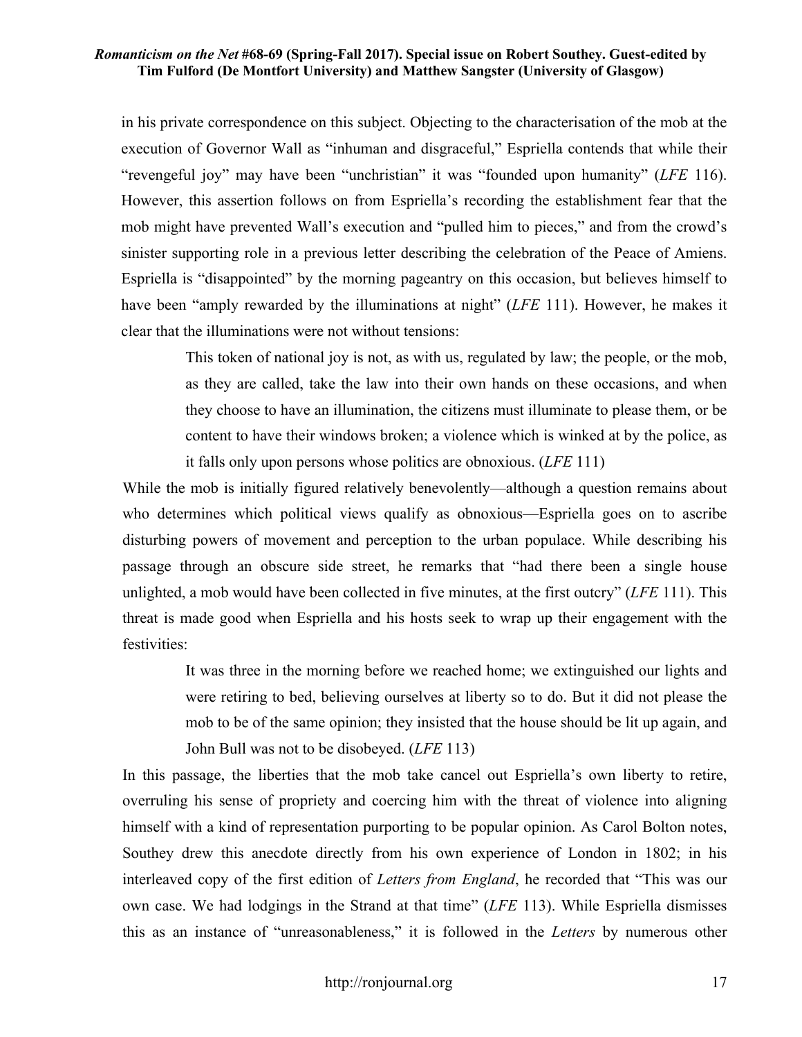in his private correspondence on this subject. Objecting to the characterisation of the mob at the execution of Governor Wall as "inhuman and disgraceful," Espriella contends that while their "revengeful joy" may have been "unchristian" it was "founded upon humanity" (*LFE* 116). However, this assertion follows on from Espriella's recording the establishment fear that the mob might have prevented Wall's execution and "pulled him to pieces," and from the crowd's sinister supporting role in a previous letter describing the celebration of the Peace of Amiens. Espriella is "disappointed" by the morning pageantry on this occasion, but believes himself to have been "amply rewarded by the illuminations at night" (*LFE* 111). However, he makes it clear that the illuminations were not without tensions:

> This token of national joy is not, as with us, regulated by law; the people, or the mob, as they are called, take the law into their own hands on these occasions, and when they choose to have an illumination, the citizens must illuminate to please them, or be content to have their windows broken; a violence which is winked at by the police, as it falls only upon persons whose politics are obnoxious. (*LFE* 111)

While the mob is initially figured relatively benevolently—although a question remains about who determines which political views qualify as obnoxious—Espriella goes on to ascribe disturbing powers of movement and perception to the urban populace. While describing his passage through an obscure side street, he remarks that "had there been a single house unlighted, a mob would have been collected in five minutes, at the first outcry" (*LFE* 111). This threat is made good when Espriella and his hosts seek to wrap up their engagement with the festivities:

> It was three in the morning before we reached home; we extinguished our lights and were retiring to bed, believing ourselves at liberty so to do. But it did not please the mob to be of the same opinion; they insisted that the house should be lit up again, and John Bull was not to be disobeyed. (*LFE* 113)

In this passage, the liberties that the mob take cancel out Espriella's own liberty to retire, overruling his sense of propriety and coercing him with the threat of violence into aligning himself with a kind of representation purporting to be popular opinion. As Carol Bolton notes, Southey drew this anecdote directly from his own experience of London in 1802; in his interleaved copy of the first edition of *Letters from England*, he recorded that "This was our own case. We had lodgings in the Strand at that time" (*LFE* 113). While Espriella dismisses this as an instance of "unreasonableness," it is followed in the *Letters* by numerous other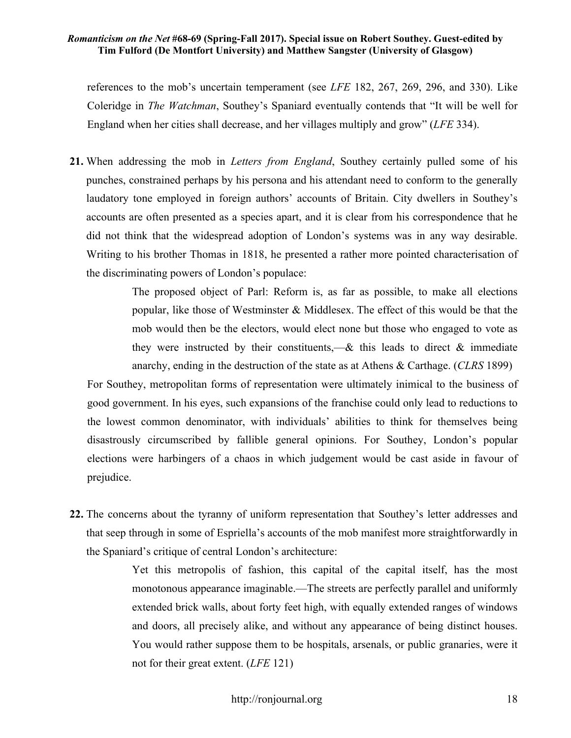references to the mob's uncertain temperament (see *LFE* 182, 267, 269, 296, and 330). Like Coleridge in *The Watchman*, Southey's Spaniard eventually contends that "It will be well for England when her cities shall decrease, and her villages multiply and grow" (*LFE* 334).

**21.** When addressing the mob in *Letters from England*, Southey certainly pulled some of his punches, constrained perhaps by his persona and his attendant need to conform to the generally laudatory tone employed in foreign authors' accounts of Britain. City dwellers in Southey's accounts are often presented as a species apart, and it is clear from his correspondence that he did not think that the widespread adoption of London's systems was in any way desirable. Writing to his brother Thomas in 1818, he presented a rather more pointed characterisation of the discriminating powers of London's populace:

> The proposed object of Parl: Reform is, as far as possible, to make all elections popular, like those of Westminster & Middlesex. The effect of this would be that the mob would then be the electors, would elect none but those who engaged to vote as they were instructed by their constituents,—& this leads to direct & immediate anarchy, ending in the destruction of the state as at Athens & Carthage. (*CLRS* 1899)

For Southey, metropolitan forms of representation were ultimately inimical to the business of good government. In his eyes, such expansions of the franchise could only lead to reductions to the lowest common denominator, with individuals' abilities to think for themselves being disastrously circumscribed by fallible general opinions. For Southey, London's popular elections were harbingers of a chaos in which judgement would be cast aside in favour of prejudice.

**22.** The concerns about the tyranny of uniform representation that Southey's letter addresses and that seep through in some of Espriella's accounts of the mob manifest more straightforwardly in the Spaniard's critique of central London's architecture:

> Yet this metropolis of fashion, this capital of the capital itself, has the most monotonous appearance imaginable.—The streets are perfectly parallel and uniformly extended brick walls, about forty feet high, with equally extended ranges of windows and doors, all precisely alike, and without any appearance of being distinct houses. You would rather suppose them to be hospitals, arsenals, or public granaries, were it not for their great extent. (*LFE* 121)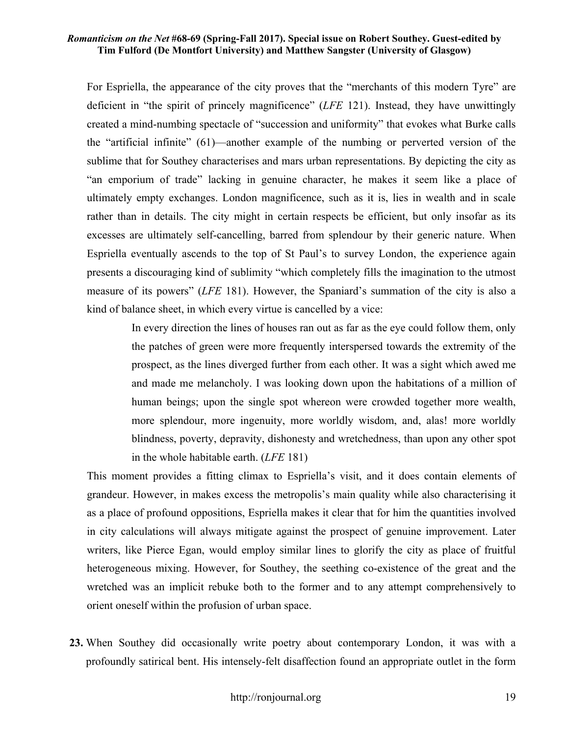For Espriella, the appearance of the city proves that the "merchants of this modern Tyre" are deficient in "the spirit of princely magnificence" (*LFE* 121). Instead, they have unwittingly created a mind-numbing spectacle of "succession and uniformity" that evokes what Burke calls the "artificial infinite" (61)—another example of the numbing or perverted version of the sublime that for Southey characterises and mars urban representations. By depicting the city as "an emporium of trade" lacking in genuine character, he makes it seem like a place of ultimately empty exchanges. London magnificence, such as it is, lies in wealth and in scale rather than in details. The city might in certain respects be efficient, but only insofar as its excesses are ultimately self-cancelling, barred from splendour by their generic nature. When Espriella eventually ascends to the top of St Paul's to survey London, the experience again presents a discouraging kind of sublimity "which completely fills the imagination to the utmost measure of its powers" (*LFE* 181). However, the Spaniard's summation of the city is also a kind of balance sheet, in which every virtue is cancelled by a vice:

> In every direction the lines of houses ran out as far as the eye could follow them, only the patches of green were more frequently interspersed towards the extremity of the prospect, as the lines diverged further from each other. It was a sight which awed me and made me melancholy. I was looking down upon the habitations of a million of human beings; upon the single spot whereon were crowded together more wealth, more splendour, more ingenuity, more worldly wisdom, and, alas! more worldly blindness, poverty, depravity, dishonesty and wretchedness, than upon any other spot in the whole habitable earth. (*LFE* 181)

This moment provides a fitting climax to Espriella's visit, and it does contain elements of grandeur. However, in makes excess the metropolis's main quality while also characterising it as a place of profound oppositions, Espriella makes it clear that for him the quantities involved in city calculations will always mitigate against the prospect of genuine improvement. Later writers, like Pierce Egan, would employ similar lines to glorify the city as place of fruitful heterogeneous mixing. However, for Southey, the seething co-existence of the great and the wretched was an implicit rebuke both to the former and to any attempt comprehensively to orient oneself within the profusion of urban space.

**23.** When Southey did occasionally write poetry about contemporary London, it was with a profoundly satirical bent. His intensely-felt disaffection found an appropriate outlet in the form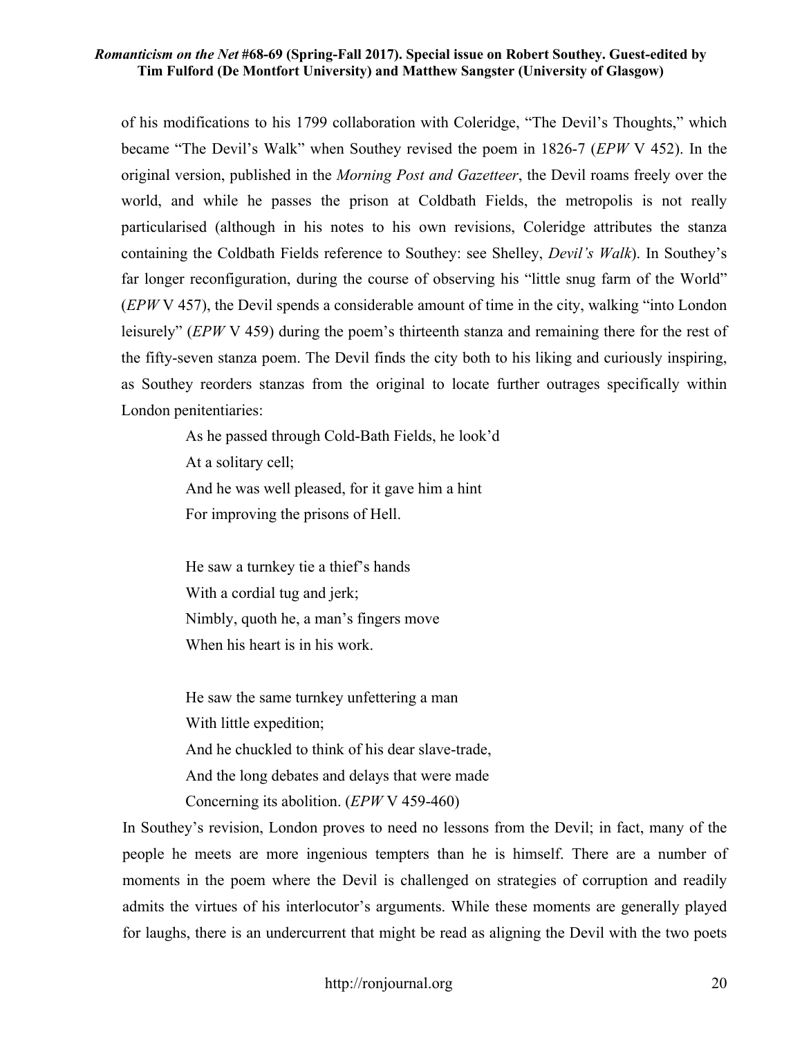of his modifications to his 1799 collaboration with Coleridge, "The Devil's Thoughts," which became "The Devil's Walk" when Southey revised the poem in 1826-7 (*EPW* V 452). In the original version, published in the *Morning Post and Gazetteer*, the Devil roams freely over the world, and while he passes the prison at Coldbath Fields, the metropolis is not really particularised (although in his notes to his own revisions, Coleridge attributes the stanza containing the Coldbath Fields reference to Southey: see Shelley, *Devil's Walk*). In Southey's far longer reconfiguration, during the course of observing his "little snug farm of the World" (*EPW* V 457), the Devil spends a considerable amount of time in the city, walking "into London leisurely" (*EPW* V 459) during the poem's thirteenth stanza and remaining there for the rest of the fifty-seven stanza poem. The Devil finds the city both to his liking and curiously inspiring, as Southey reorders stanzas from the original to locate further outrages specifically within London penitentiaries:

> As he passed through Cold-Bath Fields, he look'd
> At a solitary cell;
> And he was well pleased, for it gave him a hint
> For improving the prisons of Hell.
>
> He saw a turnkey tie a thief's hands
> With a cordial tug and jerk;
> Nimbly, quoth he, a man's fingers move
> When his heart is in his work.
>
> He saw the same turnkey unfettering a man
> With little expedition;
> And he chuckled to think of his dear slave-trade,
> And the long debates and delays that were made
> Concerning its abolition. (*EPW* V 459-460)

In Southey's revision, London proves to need no lessons from the Devil; in fact, many of the people he meets are more ingenious tempters than he is himself. There are a number of moments in the poem where the Devil is challenged on strategies of corruption and readily admits the virtues of his interlocutor's arguments. While these moments are generally played for laughs, there is an undercurrent that might be read as aligning the Devil with the two poets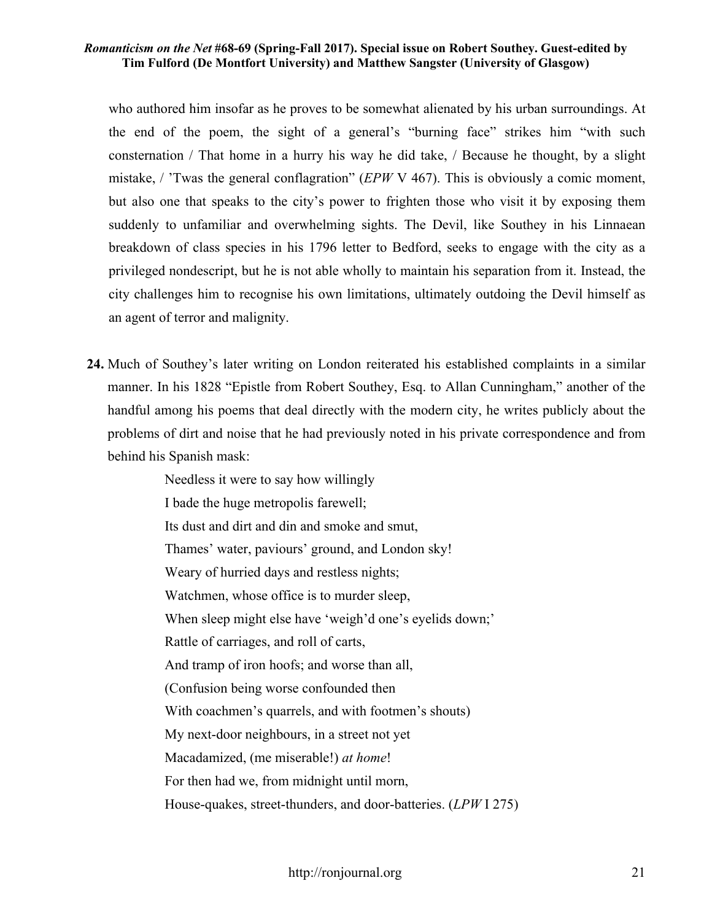who authored him insofar as he proves to be somewhat alienated by his urban surroundings. At the end of the poem, the sight of a general's "burning face" strikes him "with such consternation / That home in a hurry his way he did take, / Because he thought, by a slight mistake, / 'Twas the general conflagration" (*EPW* V 467). This is obviously a comic moment, but also one that speaks to the city's power to frighten those who visit it by exposing them suddenly to unfamiliar and overwhelming sights. The Devil, like Southey in his Linnaean breakdown of class species in his 1796 letter to Bedford, seeks to engage with the city as a privileged nondescript, but he is not able wholly to maintain his separation from it. Instead, the city challenges him to recognise his own limitations, ultimately outdoing the Devil himself as an agent of terror and malignity.

**24.** Much of Southey's later writing on London reiterated his established complaints in a similar manner. In his 1828 "Epistle from Robert Southey, Esq. to Allan Cunningham," another of the handful among his poems that deal directly with the modern city, he writes publicly about the problems of dirt and noise that he had previously noted in his private correspondence and from behind his Spanish mask:

> Needless it were to say how willingly
> I bade the huge metropolis farewell;
> Its dust and dirt and din and smoke and smut,
> Thames' water, paviours' ground, and London sky!
> Weary of hurried days and restless nights;
> Watchmen, whose office is to murder sleep,
> When sleep might else have 'weigh'd one's eyelids down;'
> Rattle of carriages, and roll of carts,
> And tramp of iron hoofs; and worse than all,
> (Confusion being worse confounded then
> With coachmen's quarrels, and with footmen's shouts)
> My next-door neighbours, in a street not yet
> Macadamized, (me miserable!) *at home*!
> For then had we, from midnight until morn,
> House-quakes, street-thunders, and door-batteries. (*LPW* I 275)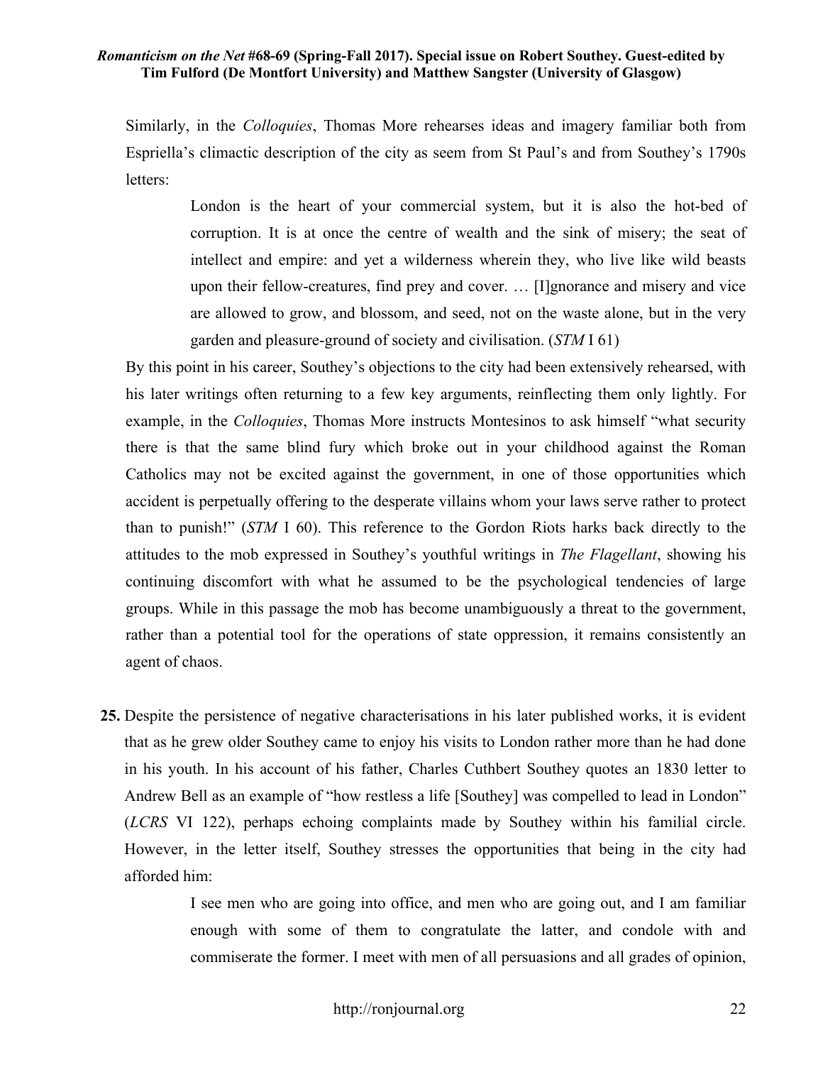Similarly, in the *Colloquies*, Thomas More rehearses ideas and imagery familiar both from Espriella's climactic description of the city as seem from St Paul's and from Southey's 1790s letters:

> London is the heart of your commercial system, but it is also the hot-bed of corruption. It is at once the centre of wealth and the sink of misery; the seat of intellect and empire: and yet a wilderness wherein they, who live like wild beasts upon their fellow-creatures, find prey and cover. … [I]gnorance and misery and vice are allowed to grow, and blossom, and seed, not on the waste alone, but in the very garden and pleasure-ground of society and civilisation. (*STM* I 61)

By this point in his career, Southey's objections to the city had been extensively rehearsed, with his later writings often returning to a few key arguments, reinflecting them only lightly. For example, in the *Colloquies*, Thomas More instructs Montesinos to ask himself "what security there is that the same blind fury which broke out in your childhood against the Roman Catholics may not be excited against the government, in one of those opportunities which accident is perpetually offering to the desperate villains whom your laws serve rather to protect than to punish!" (*STM* I 60). This reference to the Gordon Riots harks back directly to the attitudes to the mob expressed in Southey's youthful writings in *The Flagellant*, showing his continuing discomfort with what he assumed to be the psychological tendencies of large groups. While in this passage the mob has become unambiguously a threat to the government, rather than a potential tool for the operations of state oppression, it remains consistently an agent of chaos.

**25.** Despite the persistence of negative characterisations in his later published works, it is evident that as he grew older Southey came to enjoy his visits to London rather more than he had done in his youth. In his account of his father, Charles Cuthbert Southey quotes an 1830 letter to Andrew Bell as an example of "how restless a life [Southey] was compelled to lead in London" (*LCRS* VI 122), perhaps echoing complaints made by Southey within his familial circle. However, in the letter itself, Southey stresses the opportunities that being in the city had afforded him:

> I see men who are going into office, and men who are going out, and I am familiar enough with some of them to congratulate the latter, and condole with and commiserate the former. I meet with men of all persuasions and all grades of opinion,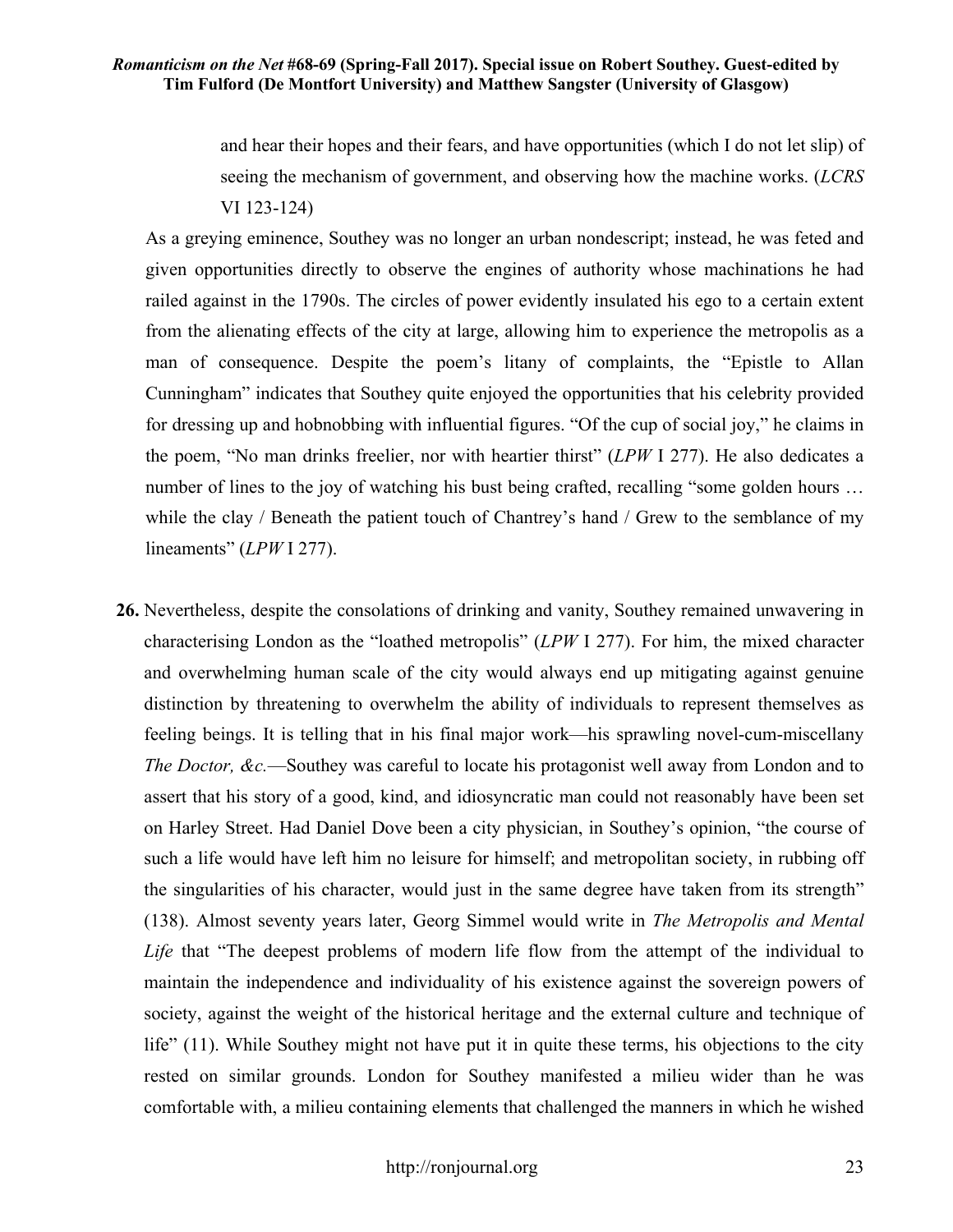> and hear their hopes and their fears, and have opportunities (which I do not let slip) of seeing the mechanism of government, and observing how the machine works. (*LCRS* VI 123-124)

As a greying eminence, Southey was no longer an urban nondescript; instead, he was feted and given opportunities directly to observe the engines of authority whose machinations he had railed against in the 1790s. The circles of power evidently insulated his ego to a certain extent from the alienating effects of the city at large, allowing him to experience the metropolis as a man of consequence. Despite the poem's litany of complaints, the "Epistle to Allan Cunningham" indicates that Southey quite enjoyed the opportunities that his celebrity provided for dressing up and hobnobbing with influential figures. "Of the cup of social joy," he claims in the poem, "No man drinks freelier, nor with heartier thirst" (*LPW* I 277). He also dedicates a number of lines to the joy of watching his bust being crafted, recalling "some golden hours … while the clay / Beneath the patient touch of Chantrey's hand / Grew to the semblance of my lineaments" (*LPW* I 277).

**26.** Nevertheless, despite the consolations of drinking and vanity, Southey remained unwavering in characterising London as the "loathed metropolis" (*LPW* I 277). For him, the mixed character and overwhelming human scale of the city would always end up mitigating against genuine distinction by threatening to overwhelm the ability of individuals to represent themselves as feeling beings. It is telling that in his final major work—his sprawling novel-cum-miscellany *The Doctor, &c.*—Southey was careful to locate his protagonist well away from London and to assert that his story of a good, kind, and idiosyncratic man could not reasonably have been set on Harley Street. Had Daniel Dove been a city physician, in Southey's opinion, "the course of such a life would have left him no leisure for himself; and metropolitan society, in rubbing off the singularities of his character, would just in the same degree have taken from its strength" (138). Almost seventy years later, Georg Simmel would write in *The Metropolis and Mental Life* that "The deepest problems of modern life flow from the attempt of the individual to maintain the independence and individuality of his existence against the sovereign powers of society, against the weight of the historical heritage and the external culture and technique of life" (11). While Southey might not have put it in quite these terms, his objections to the city rested on similar grounds. London for Southey manifested a milieu wider than he was comfortable with, a milieu containing elements that challenged the manners in which he wished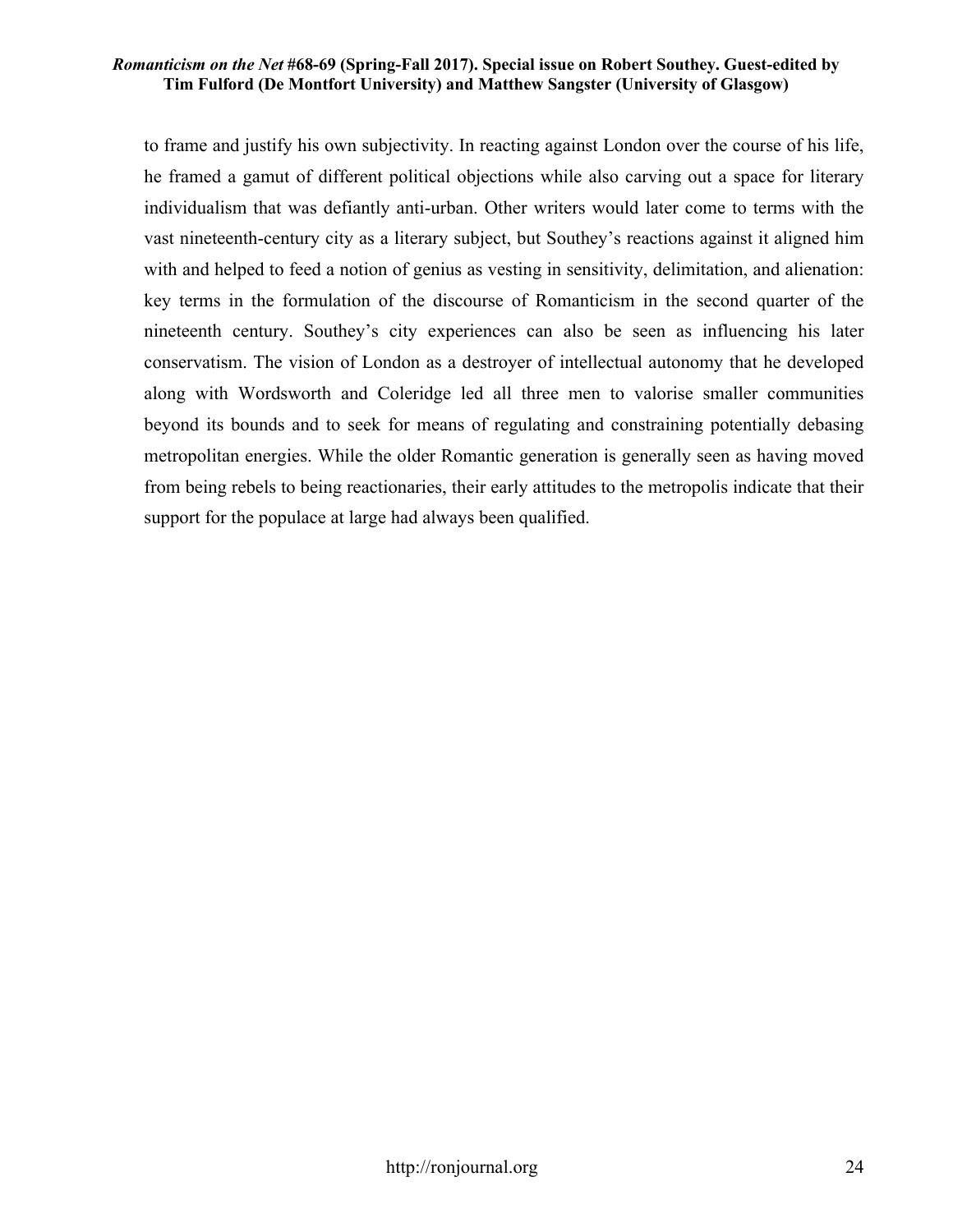to frame and justify his own subjectivity. In reacting against London over the course of his life, he framed a gamut of different political objections while also carving out a space for literary individualism that was defiantly anti-urban. Other writers would later come to terms with the vast nineteenth-century city as a literary subject, but Southey's reactions against it aligned him with and helped to feed a notion of genius as vesting in sensitivity, delimitation, and alienation: key terms in the formulation of the discourse of Romanticism in the second quarter of the nineteenth century. Southey's city experiences can also be seen as influencing his later conservatism. The vision of London as a destroyer of intellectual autonomy that he developed along with Wordsworth and Coleridge led all three men to valorise smaller communities beyond its bounds and to seek for means of regulating and constraining potentially debasing metropolitan energies. While the older Romantic generation is generally seen as having moved from being rebels to being reactionaries, their early attitudes to the metropolis indicate that their support for the populace at large had always been qualified.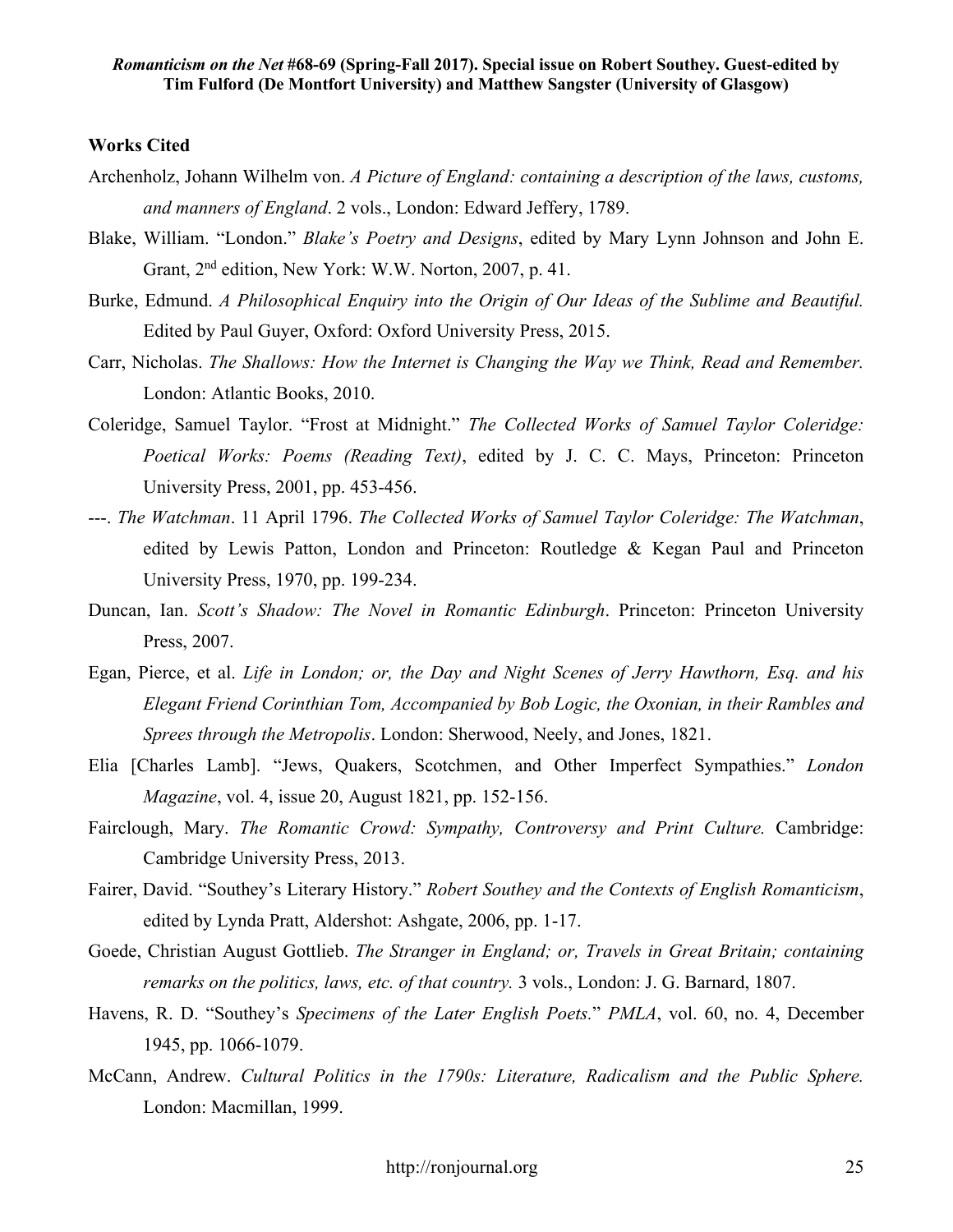**Works Cited**

Archenholz, Johann Wilhelm von. *A Picture of England: containing a description of the laws, customs, and manners of England*. 2 vols., London: Edward Jeffery, 1789.

Blake, William. "London." *Blake's Poetry and Designs*, edited by Mary Lynn Johnson and John E. Grant, 2nd edition, New York: W.W. Norton, 2007, p. 41.

Burke, Edmund. *A Philosophical Enquiry into the Origin of Our Ideas of the Sublime and Beautiful.* Edited by Paul Guyer, Oxford: Oxford University Press, 2015.

Carr, Nicholas. *The Shallows: How the Internet is Changing the Way we Think, Read and Remember.* London: Atlantic Books, 2010.

Coleridge, Samuel Taylor. "Frost at Midnight." *The Collected Works of Samuel Taylor Coleridge: Poetical Works: Poems (Reading Text)*, edited by J. C. C. Mays, Princeton: Princeton University Press, 2001, pp. 453-456.

---. *The Watchman*. 11 April 1796. *The Collected Works of Samuel Taylor Coleridge: The Watchman*, edited by Lewis Patton, London and Princeton: Routledge & Kegan Paul and Princeton University Press, 1970, pp. 199-234.

Duncan, Ian. *Scott's Shadow: The Novel in Romantic Edinburgh*. Princeton: Princeton University Press, 2007.

Egan, Pierce, et al. *Life in London; or, the Day and Night Scenes of Jerry Hawthorn, Esq. and his Elegant Friend Corinthian Tom, Accompanied by Bob Logic, the Oxonian, in their Rambles and Sprees through the Metropolis*. London: Sherwood, Neely, and Jones, 1821.

Elia [Charles Lamb]. "Jews, Quakers, Scotchmen, and Other Imperfect Sympathies." *London Magazine*, vol. 4, issue 20, August 1821, pp. 152-156.

Fairclough, Mary. *The Romantic Crowd: Sympathy, Controversy and Print Culture.* Cambridge: Cambridge University Press, 2013.

Fairer, David. "Southey's Literary History." *Robert Southey and the Contexts of English Romanticism*, edited by Lynda Pratt, Aldershot: Ashgate, 2006, pp. 1-17.

Goede, Christian August Gottlieb. *The Stranger in England; or, Travels in Great Britain; containing remarks on the politics, laws, etc. of that country.* 3 vols., London: J. G. Barnard, 1807.

Havens, R. D. "Southey's *Specimens of the Later English Poets.*" *PMLA*, vol. 60, no. 4, December 1945, pp. 1066-1079.

McCann, Andrew. *Cultural Politics in the 1790s: Literature, Radicalism and the Public Sphere.* London: Macmillan, 1999.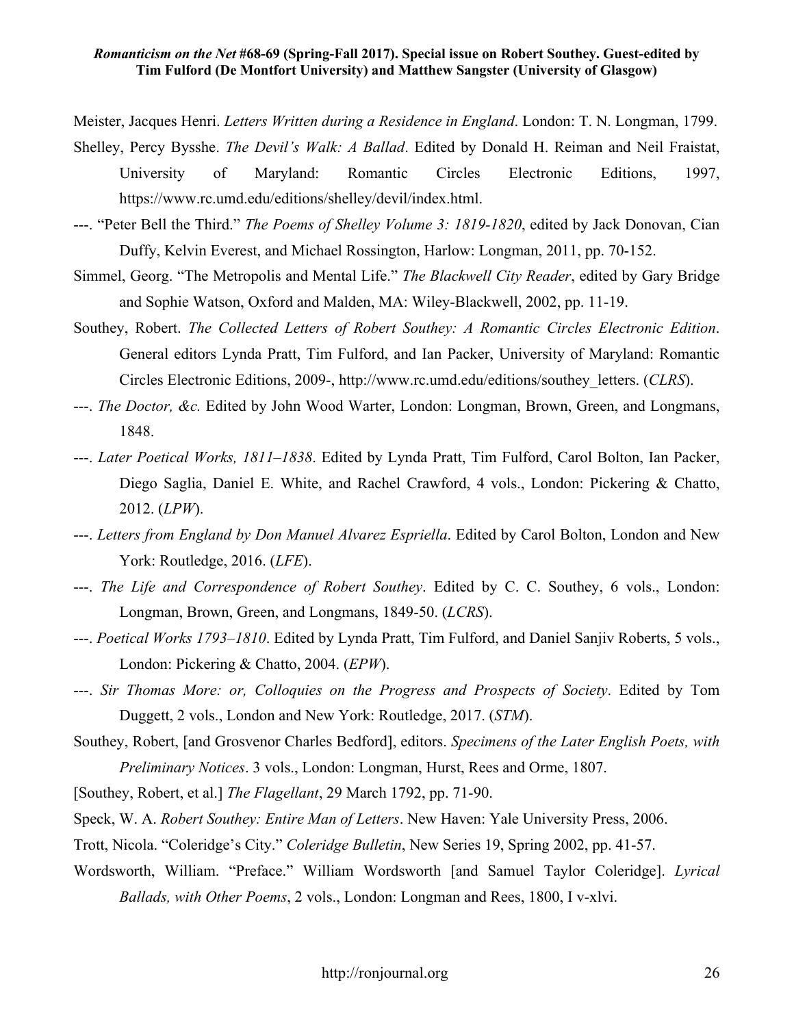Meister, Jacques Henri. *Letters Written during a Residence in England*. London: T. N. Longman, 1799.

Shelley, Percy Bysshe. *The Devil's Walk: A Ballad*. Edited by Donald H. Reiman and Neil Fraistat, University of Maryland: Romantic Circles Electronic Editions, 1997, https://www.rc.umd.edu/editions/shelley/devil/index.html.

---. "Peter Bell the Third." *The Poems of Shelley Volume 3: 1819-1820*, edited by Jack Donovan, Cian Duffy, Kelvin Everest, and Michael Rossington, Harlow: Longman, 2011, pp. 70-152.

Simmel, Georg. "The Metropolis and Mental Life." *The Blackwell City Reader*, edited by Gary Bridge and Sophie Watson, Oxford and Malden, MA: Wiley-Blackwell, 2002, pp. 11-19.

Southey, Robert. *The Collected Letters of Robert Southey: A Romantic Circles Electronic Edition*. General editors Lynda Pratt, Tim Fulford, and Ian Packer, University of Maryland: Romantic Circles Electronic Editions, 2009-, http://www.rc.umd.edu/editions/southey_letters. (*CLRS*).

---. *The Doctor, &c.* Edited by John Wood Warter, London: Longman, Brown, Green, and Longmans, 1848.

---. *Later Poetical Works, 1811–1838*. Edited by Lynda Pratt, Tim Fulford, Carol Bolton, Ian Packer, Diego Saglia, Daniel E. White, and Rachel Crawford, 4 vols., London: Pickering & Chatto, 2012. (*LPW*).

---. *Letters from England by Don Manuel Alvarez Espriella*. Edited by Carol Bolton, London and New York: Routledge, 2016. (*LFE*).

---. *The Life and Correspondence of Robert Southey*. Edited by C. C. Southey, 6 vols., London: Longman, Brown, Green, and Longmans, 1849-50. (*LCRS*).

---. *Poetical Works 1793–1810*. Edited by Lynda Pratt, Tim Fulford, and Daniel Sanjiv Roberts, 5 vols., London: Pickering & Chatto, 2004. (*EPW*).

---. *Sir Thomas More: or, Colloquies on the Progress and Prospects of Society*. Edited by Tom Duggett, 2 vols., London and New York: Routledge, 2017. (*STM*).

Southey, Robert, [and Grosvenor Charles Bedford], editors. *Specimens of the Later English Poets, with Preliminary Notices*. 3 vols., London: Longman, Hurst, Rees and Orme, 1807.

[Southey, Robert, et al.] *The Flagellant*, 29 March 1792, pp. 71-90.

Speck, W. A. *Robert Southey: Entire Man of Letters*. New Haven: Yale University Press, 2006.

Trott, Nicola. "Coleridge's City." *Coleridge Bulletin*, New Series 19, Spring 2002, pp. 41-57.

Wordsworth, William. "Preface." William Wordsworth [and Samuel Taylor Coleridge]. *Lyrical Ballads, with Other Poems*, 2 vols., London: Longman and Rees, 1800, I v-xlvi.